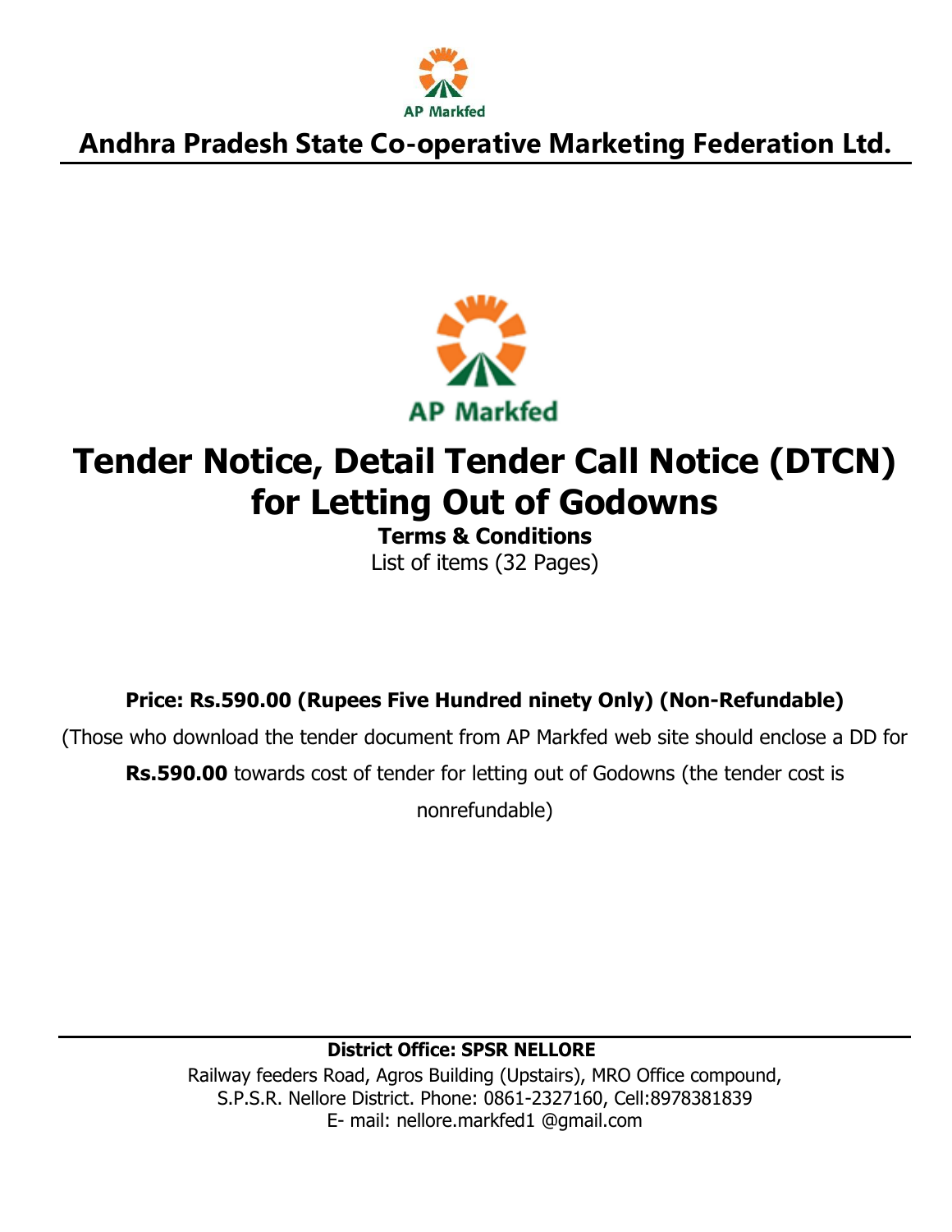AP Markfed

# Andhra Pradesh State Co-operative Marketing Federation Ltd.

AP Markfed

# Tender Notice, Detail Tender Call Notice (DTCN) for Letting Out of Godowns

**Terms & Conditions**

List of items (32 Pages)

**Price: Rs.590.00 (Rupees Five Hundred ninety Only) (Non-Refundable)**

(Those who download the tender document from AP Markfed web site should enclose a DD for **Rs.590.00** towards cost of tender for letting out of Godowns (the tender cost is nonrefundable)

**District Office: SPSR NELLORE**

Railway feeders Road, Agros Building (Upstairs), MRO Office compound,
S.P.S.R. Nellore District. Phone: 0861-2327160, Cell:8978381839
E- mail: nellore.markfed1 @gmail.com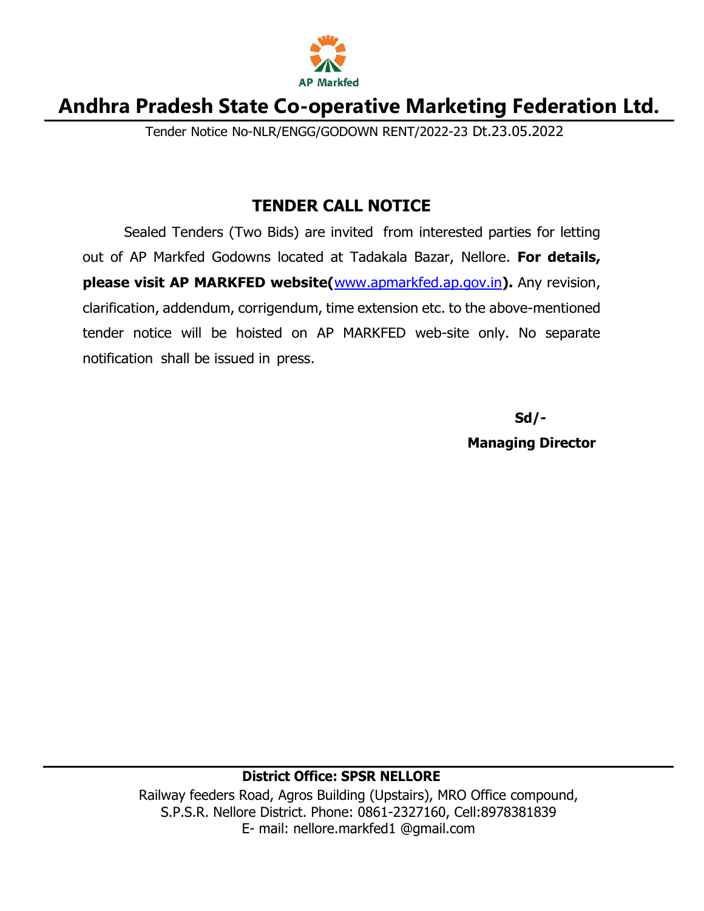AP Markfed

# Andhra Pradesh State Co-operative Marketing Federation Ltd.

Tender Notice No-NLR/ENGG/GODOWN RENT/2022-23 Dt.23.05.2022

## TENDER CALL NOTICE

Sealed Tenders (Two Bids) are invited from interested parties for letting out of AP Markfed Godowns located at Tadakala Bazar, Nellore. **For details, please visit AP MARKFED website(www.apmarkfed.ap.gov.in).** Any revision, clarification, addendum, corrigendum, time extension etc. to the above-mentioned tender notice will be hoisted on AP MARKFED web-site only. No separate notification shall be issued in press.

**Sd/-**

**Managing Director**

**District Office: SPSR NELLORE**

Railway feeders Road, Agros Building (Upstairs), MRO Office compound,
S.P.S.R. Nellore District. Phone: 0861-2327160, Cell:8978381839
E- mail: nellore.markfed1 @gmail.com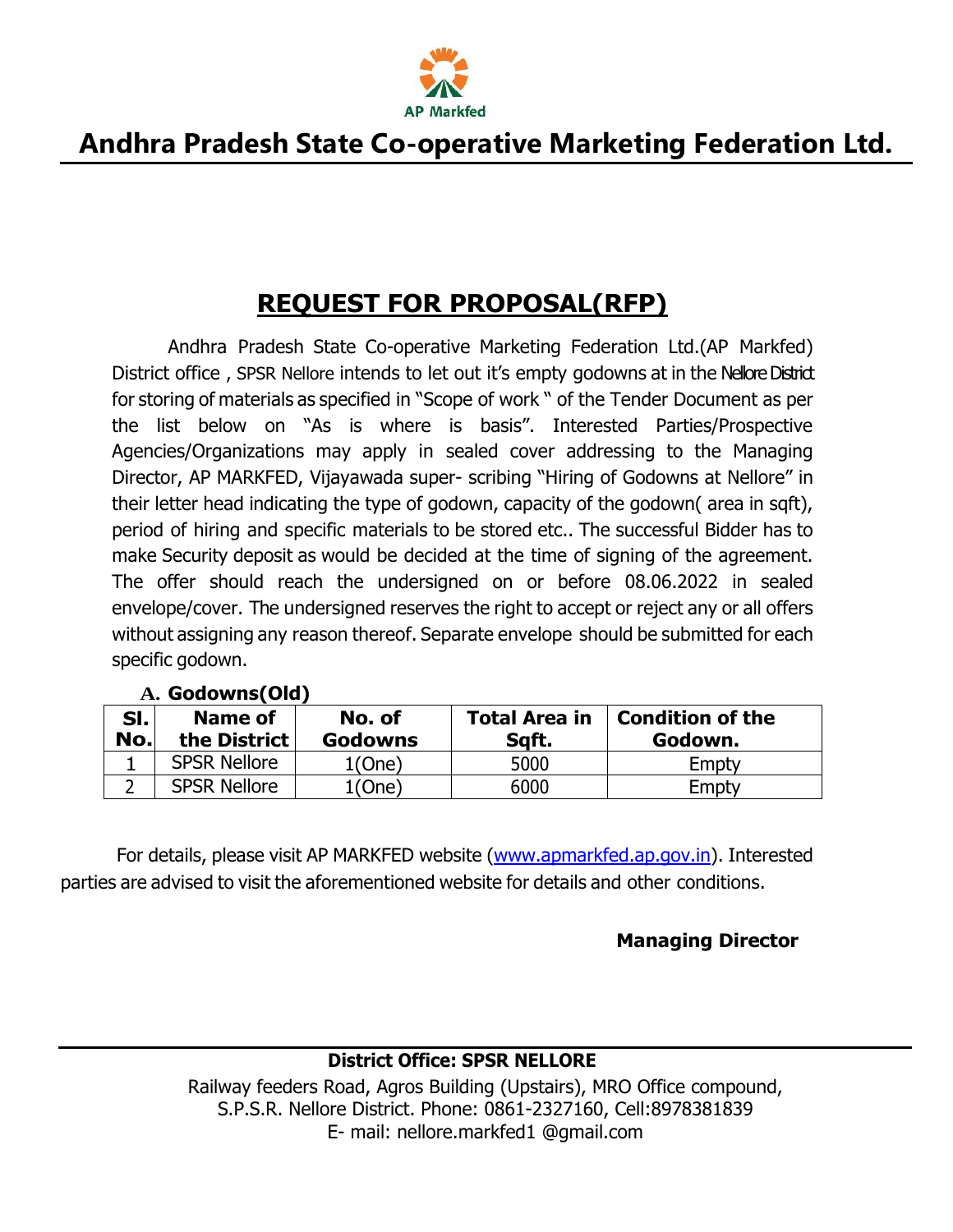AP Markfed

# Andhra Pradesh State Co-operative Marketing Federation Ltd.

## REQUEST FOR PROPOSAL(RFP)

Andhra Pradesh State Co-operative Marketing Federation Ltd.(AP Markfed) District office , SPSR Nellore intends to let out it's empty godowns at in the Nellore District for storing of materials as specified in "Scope of work " of the Tender Document as per the list below on "As is where is basis". Interested Parties/Prospective Agencies/Organizations may apply in sealed cover addressing to the Managing Director, AP MARKFED, Vijayawada super- scribing "Hiring of Godowns at Nellore" in their letter head indicating the type of godown, capacity of the godown( area in sqft), period of hiring and specific materials to be stored etc.. The successful Bidder has to make Security deposit as would be decided at the time of signing of the agreement. The offer should reach the undersigned on or before 08.06.2022 in sealed envelope/cover. The undersigned reserves the right to accept or reject any or all offers without assigning any reason thereof. Separate envelope should be submitted for each specific godown.

**A. Godowns(Old)**

| Sl. No. | Name of the District | No. of Godowns | Total Area in Sqft. | Condition of the Godown. |
|---|---|---|---|---|
| 1 | SPSR Nellore | 1(One) | 5000 | Empty |
| 2 | SPSR Nellore | 1(One) | 6000 | Empty |

For details, please visit AP MARKFED website (www.apmarkfed.ap.gov.in). Interested parties are advised to visit the aforementioned website for details and other conditions.

**Managing Director**

**District Office: SPSR NELLORE**

Railway feeders Road, Agros Building (Upstairs), MRO Office compound, S.P.S.R. Nellore District. Phone: 0861-2327160, Cell:8978381839
E- mail: nellore.markfed1 @gmail.com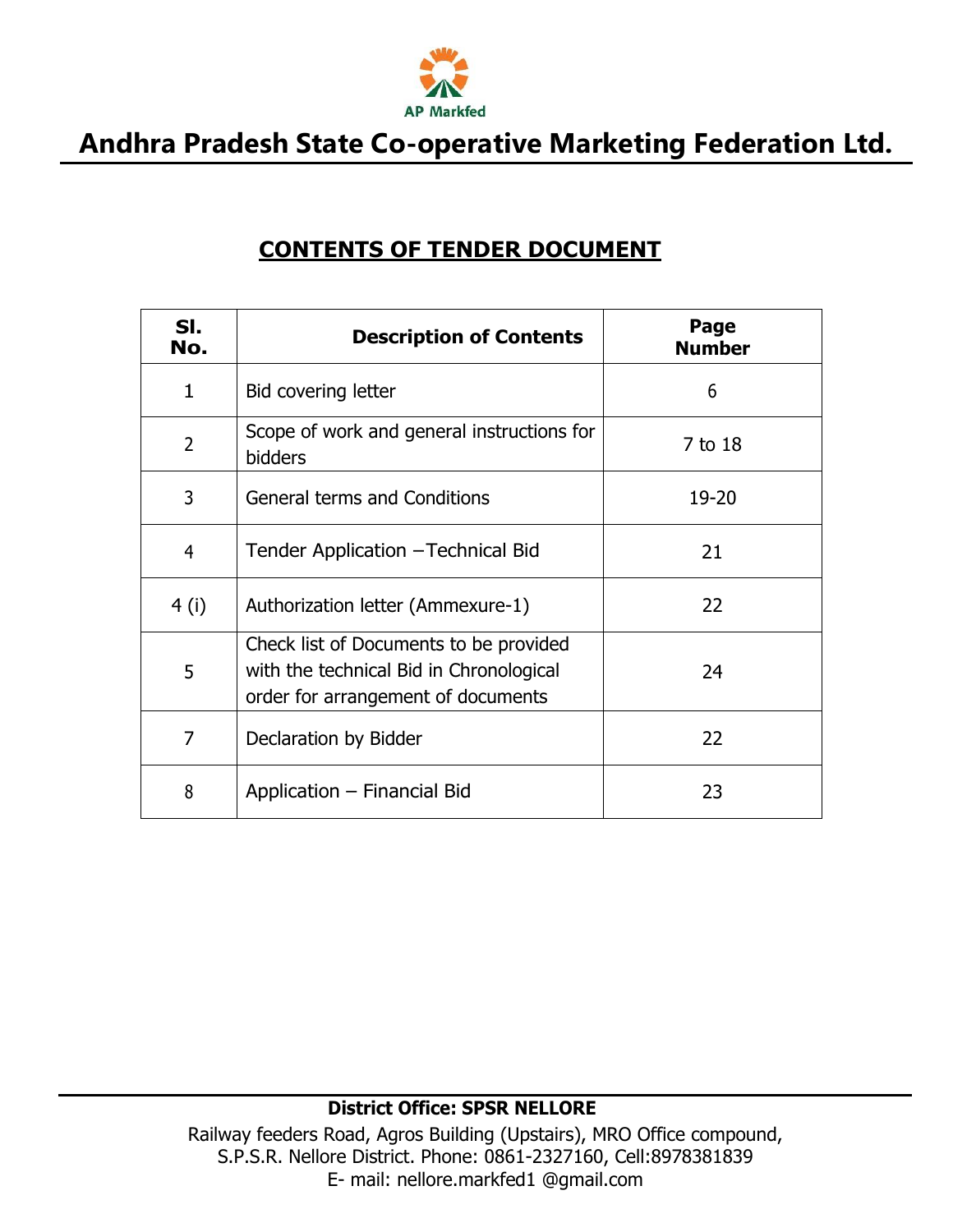# Andhra Pradesh State Co-operative Marketing Federation Ltd.

## CONTENTS OF TENDER DOCUMENT

| Sl. No. | Description of Contents | Page Number |
|---|---|---|
| 1 | Bid covering letter | 6 |
| 2 | Scope of work and general instructions for bidders | 7 to 18 |
| 3 | General terms and Conditions | 19-20 |
| 4 | Tender Application –Technical Bid | 21 |
| 4 (i) | Authorization letter (Ammexure-1) | 22 |
| 5 | Check list of Documents to be provided with the technical Bid in Chronological order for arrangement of documents | 24 |
| 7 | Declaration by Bidder | 22 |
| 8 | Application – Financial Bid | 23 |

**District Office: SPSR NELLORE**

Railway feeders Road, Agros Building (Upstairs), MRO Office compound, S.P.S.R. Nellore District. Phone: 0861-2327160, Cell:8978381839
E- mail: nellore.markfed1 @gmail.com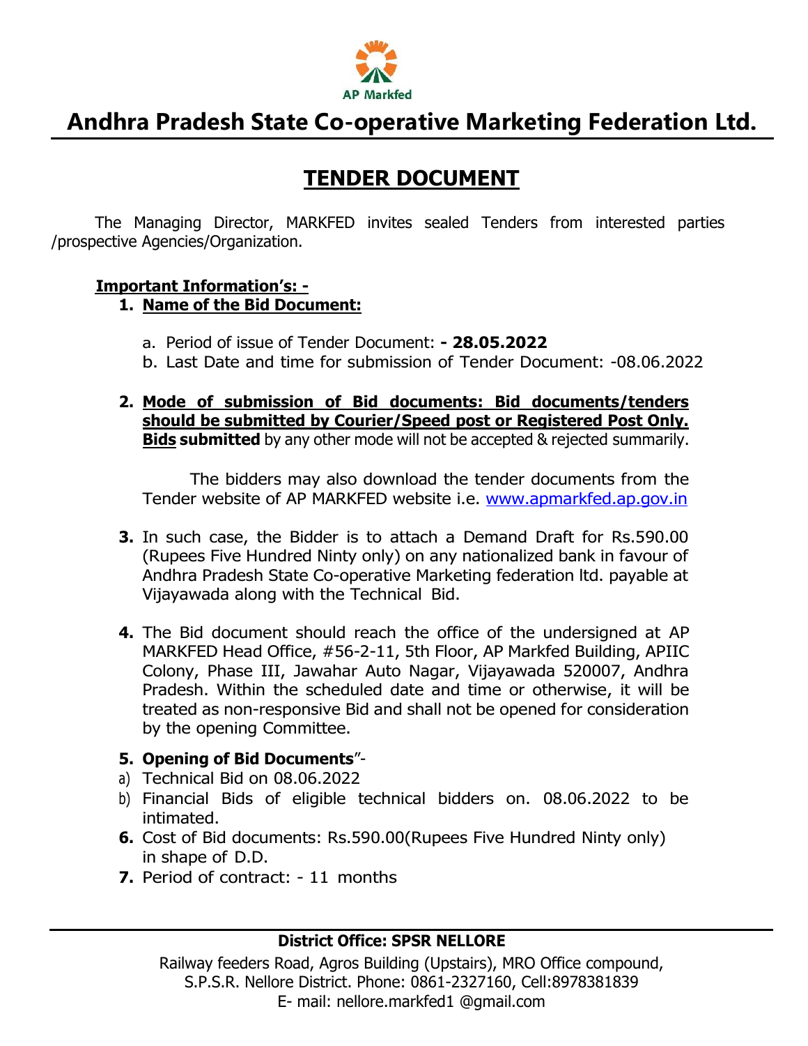# Andhra Pradesh State Co-operative Marketing Federation Ltd.

## TENDER DOCUMENT

The Managing Director, MARKFED invites sealed Tenders from interested parties /prospective Agencies/Organization.

**Important Information's: -**

1. **Name of the Bid Document:**
   - a. Period of issue of Tender Document: **- 28.05.2022**
   - b. Last Date and time for submission of Tender Document: -08.06.2022

2. **Mode of submission of Bid documents: Bid documents/tenders should be submitted by Courier/Speed post or Registered Post Only. Bids submitted** by any other mode will not be accepted & rejected summarily.

   The bidders may also download the tender documents from the Tender website of AP MARKFED website i.e. www.apmarkfed.ap.gov.in

3. In such case, the Bidder is to attach a Demand Draft for Rs.590.00 (Rupees Five Hundred Ninty only) on any nationalized bank in favour of Andhra Pradesh State Co-operative Marketing federation ltd. payable at Vijayawada along with the Technical Bid.

4. The Bid document should reach the office of the undersigned at AP MARKFED Head Office, #56-2-11, 5th Floor, AP Markfed Building, APIIC Colony, Phase III, Jawahar Auto Nagar, Vijayawada 520007, Andhra Pradesh. Within the scheduled date and time or otherwise, it will be treated as non-responsive Bid and shall not be opened for consideration by the opening Committee.

5. **Opening of Bid Documents**"-
   - a) Technical Bid on 08.06.2022
   - b) Financial Bids of eligible technical bidders on. 08.06.2022 to be intimated.

6. Cost of Bid documents: Rs.590.00(Rupees Five Hundred Ninty only) in shape of D.D.

7. Period of contract: - 11 months

**District Office: SPSR NELLORE**

Railway feeders Road, Agros Building (Upstairs), MRO Office compound, S.P.S.R. Nellore District. Phone: 0861-2327160, Cell:8978381839

E- mail: nellore.markfed1 @gmail.com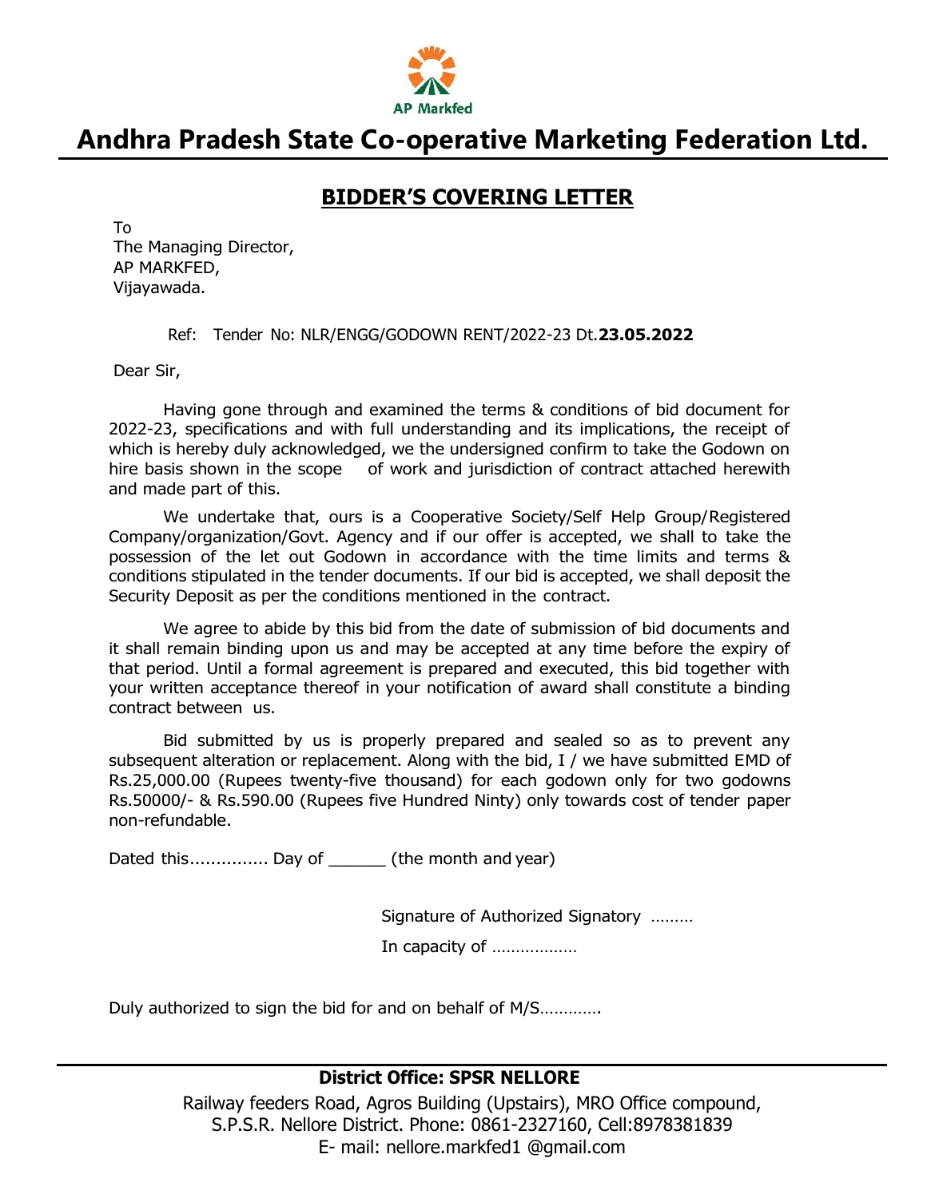AP Markfed

# Andhra Pradesh State Co-operative Marketing Federation Ltd.

## BIDDER'S COVERING LETTER

To
The Managing Director,
AP MARKFED,
Vijayawada.

Ref: Tender No: NLR/ENGG/GODOWN RENT/2022-23 Dt.**23.05.2022**

Dear Sir,

Having gone through and examined the terms & conditions of bid document for 2022-23, specifications and with full understanding and its implications, the receipt of which is hereby duly acknowledged, we the undersigned confirm to take the Godown on hire basis shown in the scope of work and jurisdiction of contract attached herewith and made part of this.

We undertake that, ours is a Cooperative Society/Self Help Group/Registered Company/organization/Govt. Agency and if our offer is accepted, we shall to take the possession of the let out Godown in accordance with the time limits and terms & conditions stipulated in the tender documents. If our bid is accepted, we shall deposit the Security Deposit as per the conditions mentioned in the contract.

We agree to abide by this bid from the date of submission of bid documents and it shall remain binding upon us and may be accepted at any time before the expiry of that period. Until a formal agreement is prepared and executed, this bid together with your written acceptance thereof in your notification of award shall constitute a binding contract between us.

Bid submitted by us is properly prepared and sealed so as to prevent any subsequent alteration or replacement. Along with the bid, I / we have submitted EMD of Rs.25,000.00 (Rupees twenty-five thousand) for each godown only for two godowns Rs.50000/- & Rs.590.00 (Rupees five Hundred Ninty) only towards cost of tender paper non-refundable.

Dated this............... Day of ______ (the month and year)

Signature of Authorized Signatory .........

In capacity of ..................

Duly authorized to sign the bid for and on behalf of M/S............

**District Office: SPSR NELLORE**

Railway feeders Road, Agros Building (Upstairs), MRO Office compound, S.P.S.R. Nellore District. Phone: 0861-2327160, Cell:8978381839
E- mail: nellore.markfed1 @gmail.com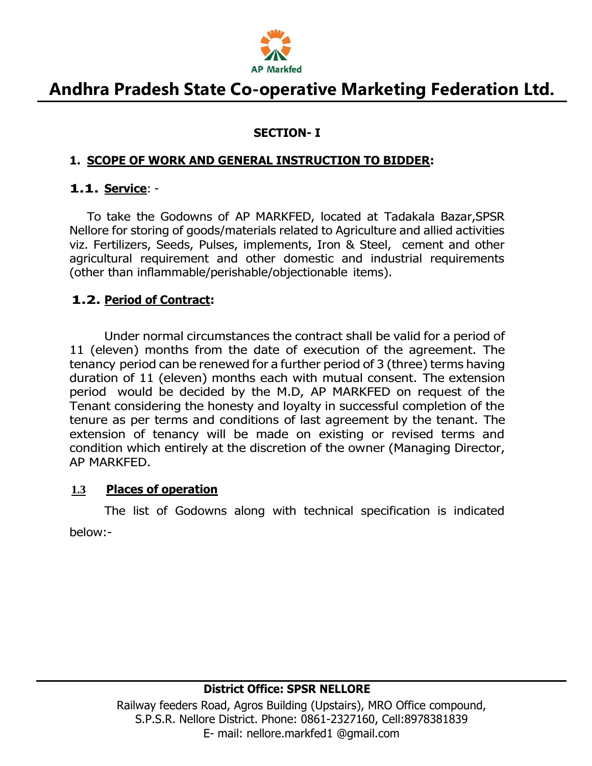## SECTION- I

### 1. SCOPE OF WORK AND GENERAL INSTRUCTION TO BIDDER:

#### 1.1. Service: -

To take the Godowns of AP MARKFED, located at Tadakala Bazar,SPSR Nellore for storing of goods/materials related to Agriculture and allied activities viz. Fertilizers, Seeds, Pulses, implements, Iron & Steel, cement and other agricultural requirement and other domestic and industrial requirements (other than inflammable/perishable/objectionable items).

#### 1.2. Period of Contract:

Under normal circumstances the contract shall be valid for a period of 11 (eleven) months from the date of execution of the agreement. The tenancy period can be renewed for a further period of 3 (three) terms having duration of 11 (eleven) months each with mutual consent. The extension period would be decided by the M.D, AP MARKFED on request of the Tenant considering the honesty and loyalty in successful completion of the tenure as per terms and conditions of last agreement by the tenant. The extension of tenancy will be made on existing or revised terms and condition which entirely at the discretion of the owner (Managing Director, AP MARKFED.

#### 1.3 Places of operation

The list of Godowns along with technical specification is indicated below:-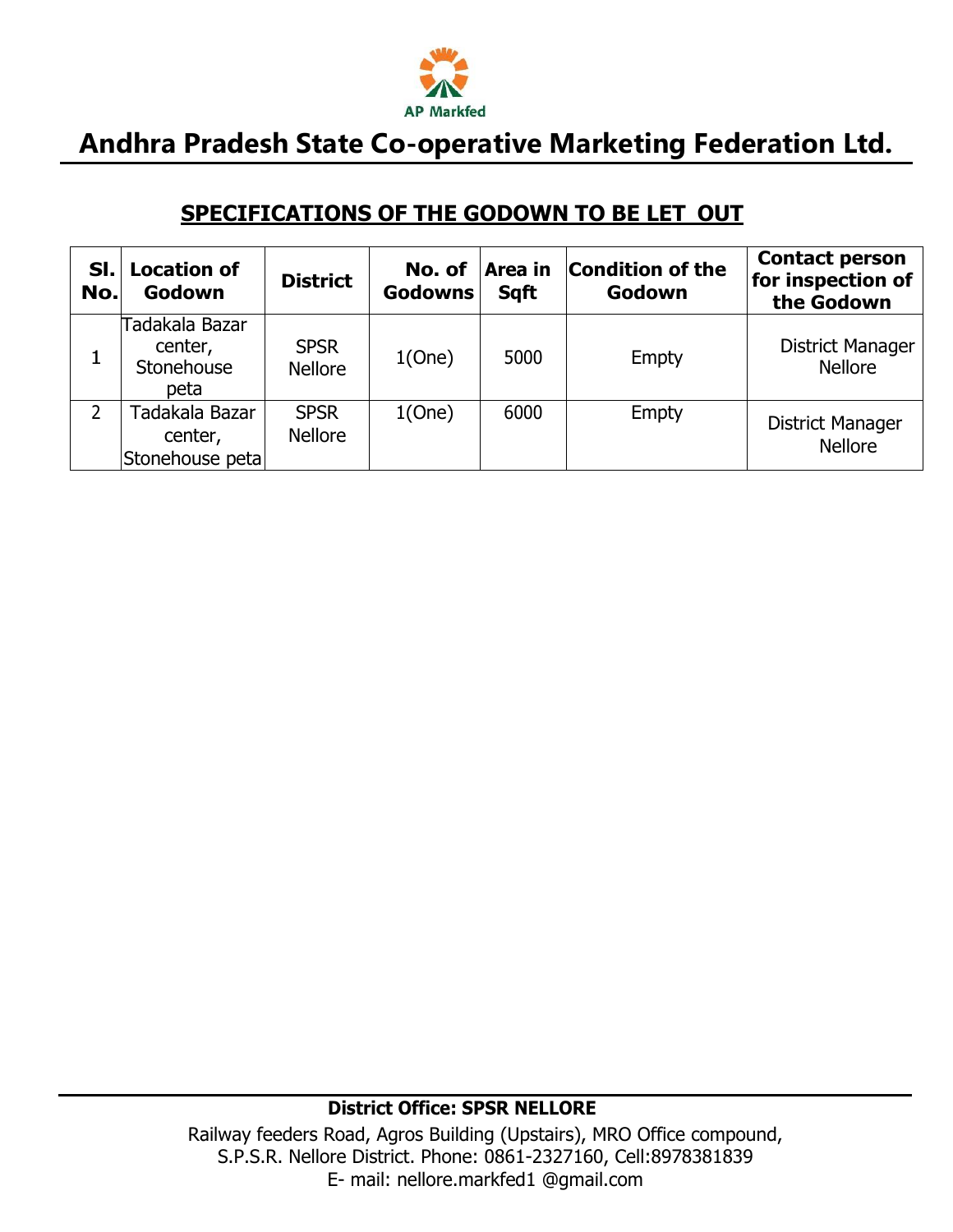AP Markfed

# Andhra Pradesh State Co-operative Marketing Federation Ltd.

## SPECIFICATIONS OF THE GODOWN TO BE LET OUT

| Sl. No. | Location of Godown | District | No. of Godowns | Area in Sqft | Condition of the Godown | Contact person for inspection of the Godown |
|---|---|---|---|---|---|---|
| 1 | Tadakala Bazar center, Stonehouse peta | SPSR Nellore | 1(One) | 5000 | Empty | District Manager Nellore |
| 2 | Tadakala Bazar center, Stonehouse peta | SPSR Nellore | 1(One) | 6000 | Empty | District Manager Nellore |

**District Office: SPSR NELLORE**

Railway feeders Road, Agros Building (Upstairs), MRO Office compound, S.P.S.R. Nellore District. Phone: 0861-2327160, Cell:8978381839
E- mail: nellore.markfed1 @gmail.com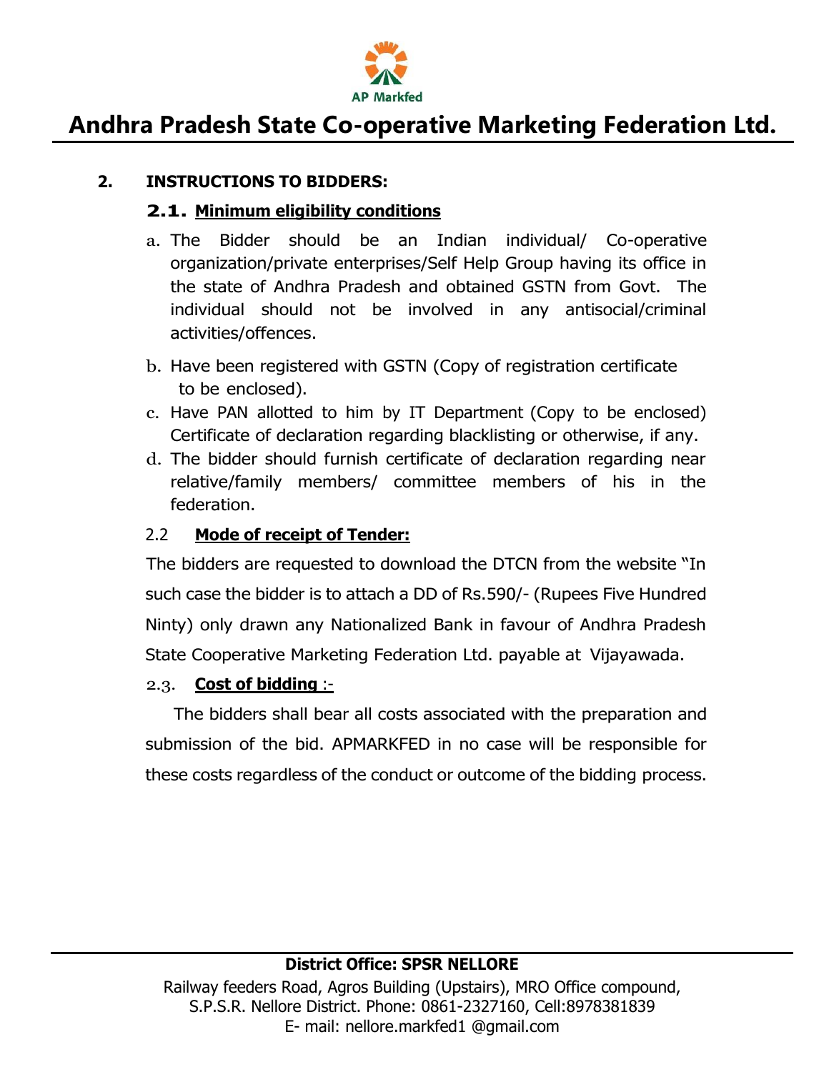## 2. INSTRUCTIONS TO BIDDERS:

### 2.1. Minimum eligibility conditions

a. The Bidder should be an Indian individual/ Co-operative organization/private enterprises/Self Help Group having its office in the state of Andhra Pradesh and obtained GSTN from Govt. The individual should not be involved in any antisocial/criminal activities/offences.

b. Have been registered with GSTN (Copy of registration certificate to be enclosed).

c. Have PAN allotted to him by IT Department (Copy to be enclosed) Certificate of declaration regarding blacklisting or otherwise, if any.

d. The bidder should furnish certificate of declaration regarding near relative/family members/ committee members of his in the federation.

### 2.2 Mode of receipt of Tender:

The bidders are requested to download the DTCN from the website "In such case the bidder is to attach a DD of Rs.590/- (Rupees Five Hundred Ninty) only drawn any Nationalized Bank in favour of Andhra Pradesh State Cooperative Marketing Federation Ltd. payable at Vijayawada.

### 2.3. Cost of bidding :-

The bidders shall bear all costs associated with the preparation and submission of the bid. APMARKFED in no case will be responsible for these costs regardless of the conduct or outcome of the bidding process.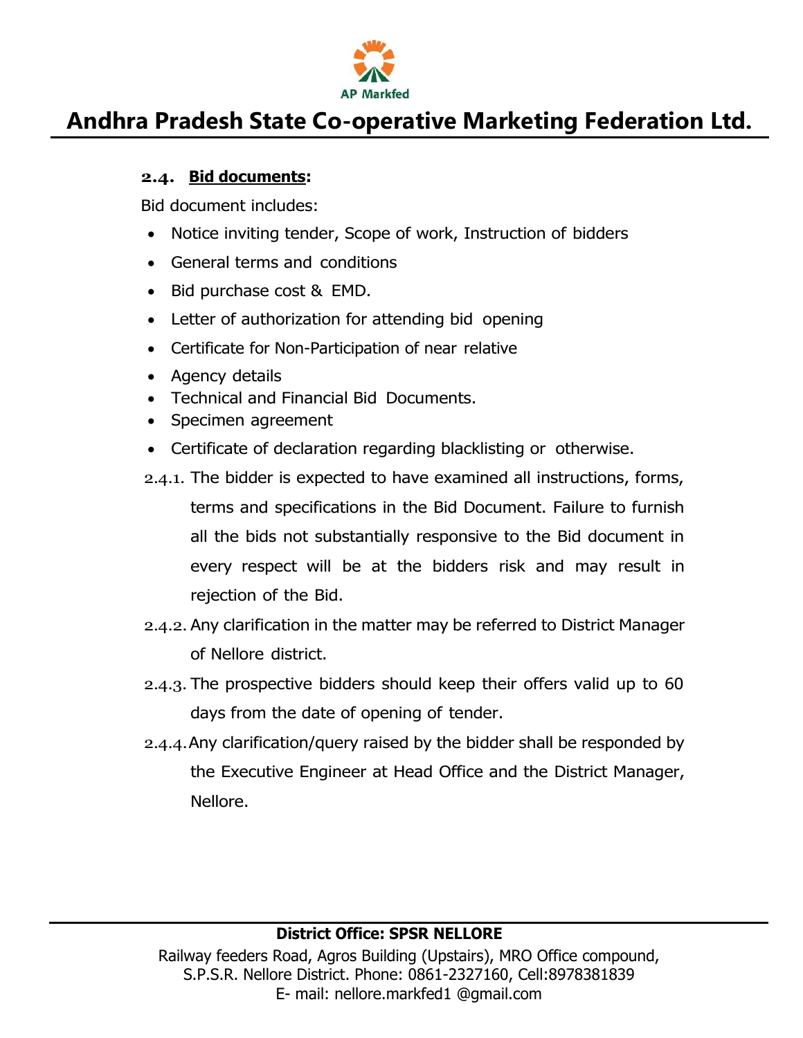### 2.4. **Bid documents**:

Bid document includes:

- Notice inviting tender, Scope of work, Instruction of bidders
- General terms and conditions
- Bid purchase cost & EMD.
- Letter of authorization for attending bid opening
- Certificate for Non-Participation of near relative
- Agency details
- Technical and Financial Bid Documents.
- Specimen agreement
- Certificate of declaration regarding blacklisting or otherwise.

2.4.1. The bidder is expected to have examined all instructions, forms, terms and specifications in the Bid Document. Failure to furnish all the bids not substantially responsive to the Bid document in every respect will be at the bidders risk and may result in rejection of the Bid.

2.4.2. Any clarification in the matter may be referred to District Manager of Nellore district.

2.4.3. The prospective bidders should keep their offers valid up to 60 days from the date of opening of tender.

2.4.4. Any clarification/query raised by the bidder shall be responded by the Executive Engineer at Head Office and the District Manager, Nellore.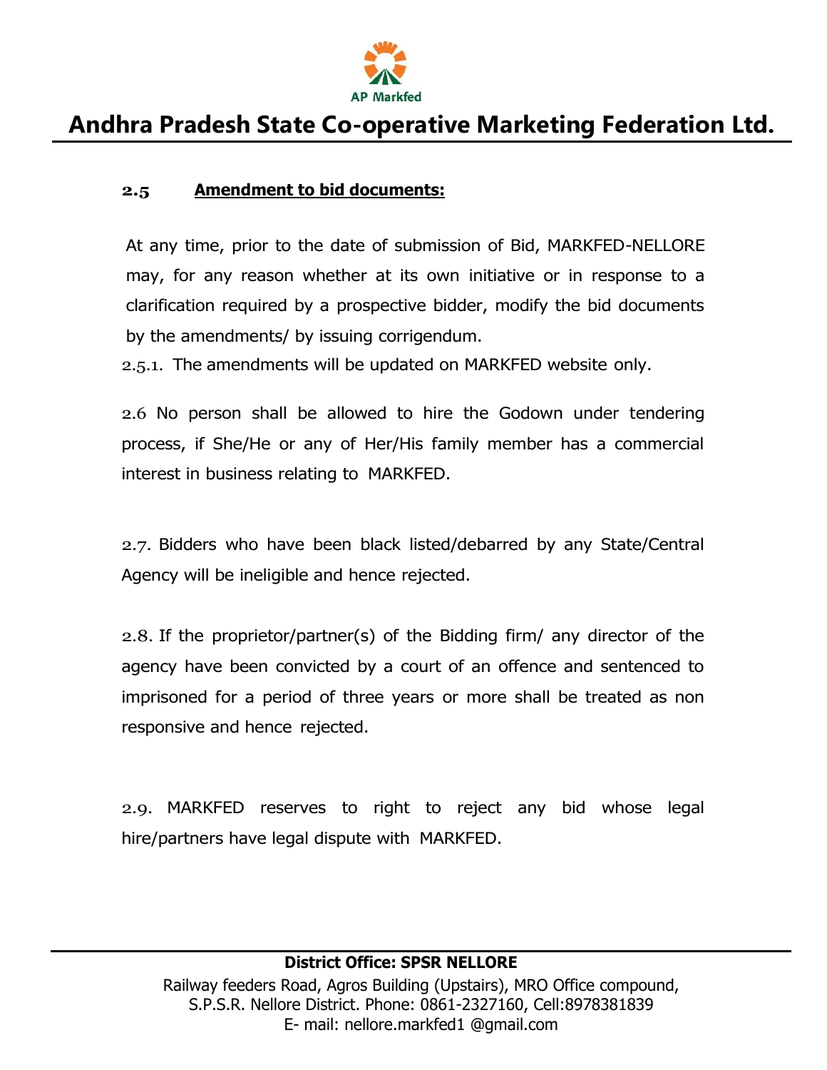### 2.5 Amendment to bid documents:

At any time, prior to the date of submission of Bid, MARKFED-NELLORE may, for any reason whether at its own initiative or in response to a clarification required by a prospective bidder, modify the bid documents by the amendments/ by issuing corrigendum.

2.5.1. The amendments will be updated on MARKFED website only.

2.6 No person shall be allowed to hire the Godown under tendering process, if She/He or any of Her/His family member has a commercial interest in business relating to MARKFED.

2.7. Bidders who have been black listed/debarred by any State/Central Agency will be ineligible and hence rejected.

2.8. If the proprietor/partner(s) of the Bidding firm/ any director of the agency have been convicted by a court of an offence and sentenced to imprisoned for a period of three years or more shall be treated as non responsive and hence rejected.

2.9. MARKFED reserves to right to reject any bid whose legal hire/partners have legal dispute with MARKFED.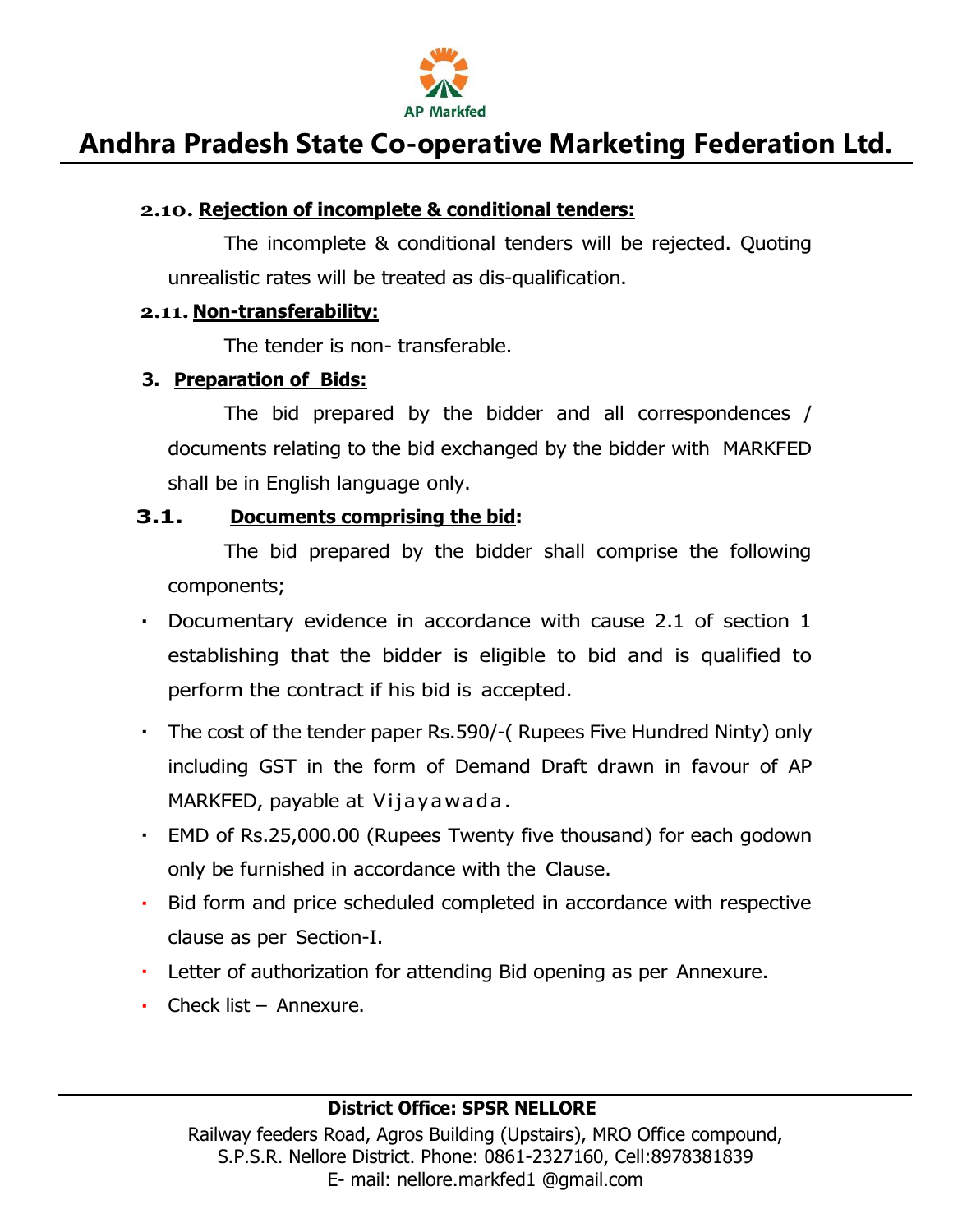**2.10. Rejection of incomplete & conditional tenders:**

The incomplete & conditional tenders will be rejected. Quoting unrealistic rates will be treated as dis-qualification.

**2.11. Non-transferability:**

The tender is non- transferable.

## 3. Preparation of Bids:

The bid prepared by the bidder and all correspondences / documents relating to the bid exchanged by the bidder with MARKFED shall be in English language only.

### 3.1. Documents comprising the bid:

The bid prepared by the bidder shall comprise the following components;

- Documentary evidence in accordance with cause 2.1 of section 1 establishing that the bidder is eligible to bid and is qualified to perform the contract if his bid is accepted.
- The cost of the tender paper Rs.590/-( Rupees Five Hundred Ninty) only including GST in the form of Demand Draft drawn in favour of AP MARKFED, payable at Vijayawada.
- EMD of Rs.25,000.00 (Rupees Twenty five thousand) for each godown only be furnished in accordance with the Clause.
- Bid form and price scheduled completed in accordance with respective clause as per Section-I.
- Letter of authorization for attending Bid opening as per Annexure.
- Check list – Annexure.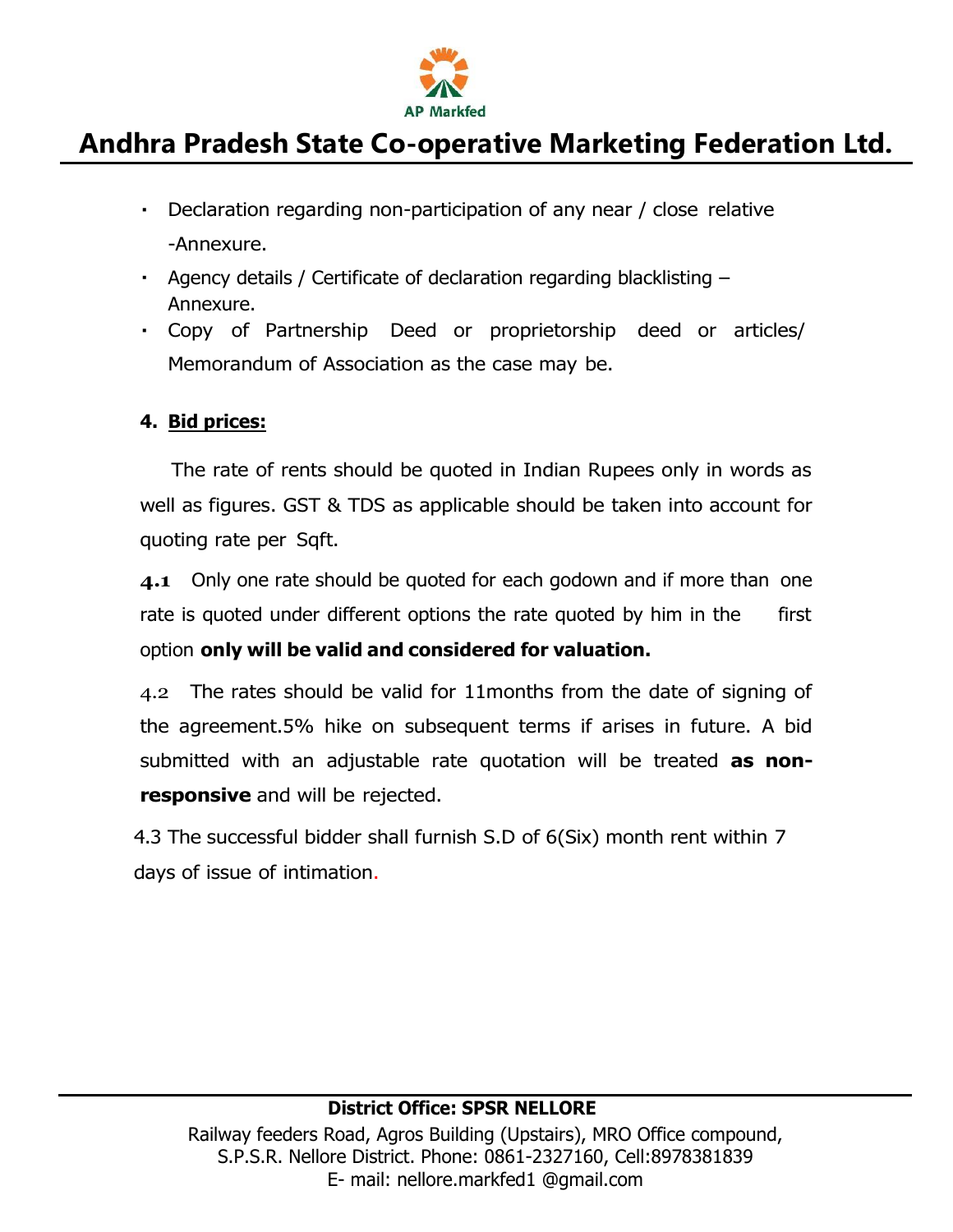- Declaration regarding non-participation of any near / close relative -Annexure.
- Agency details / Certificate of declaration regarding blacklisting – Annexure.
- Copy of Partnership Deed or proprietorship deed or articles/ Memorandum of Association as the case may be.

**4. Bid prices:**

The rate of rents should be quoted in Indian Rupees only in words as well as figures. GST & TDS as applicable should be taken into account for quoting rate per Sqft.

**4.1** Only one rate should be quoted for each godown and if more than one rate is quoted under different options the rate quoted by him in the first option **only will be valid and considered for valuation.**

4.2 The rates should be valid for 11months from the date of signing of the agreement.5% hike on subsequent terms if arises in future. A bid submitted with an adjustable rate quotation will be treated **as non-responsive** and will be rejected.

4.3 The successful bidder shall furnish S.D of 6(Six) month rent within 7 days of issue of intimation.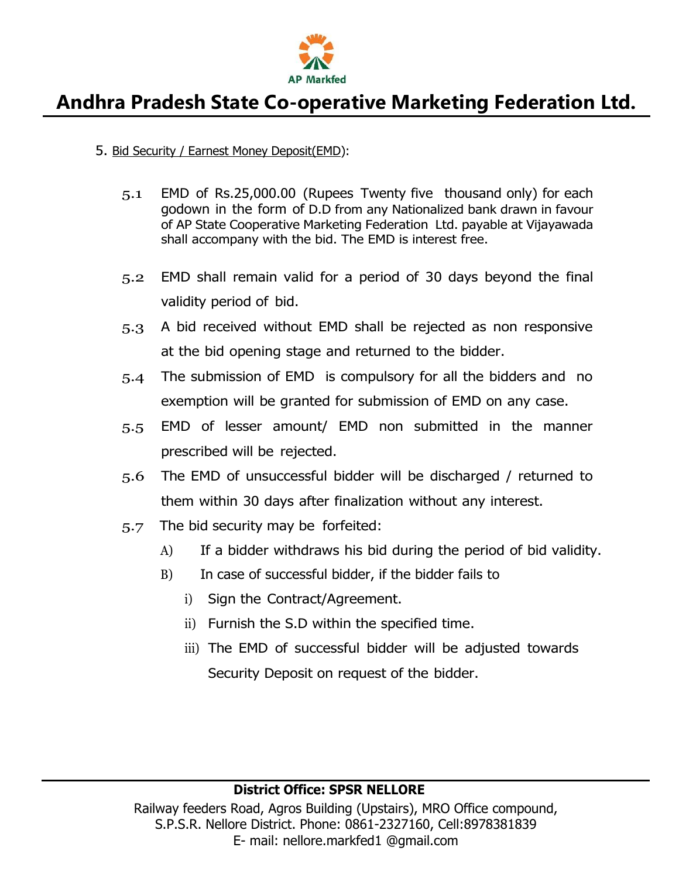5. Bid Security / Earnest Money Deposit(EMD):

5.1 EMD of Rs.25,000.00 (Rupees Twenty five thousand only) for each godown in the form of D.D from any Nationalized bank drawn in favour of AP State Cooperative Marketing Federation Ltd. payable at Vijayawada shall accompany with the bid. The EMD is interest free.

5.2 EMD shall remain valid for a period of 30 days beyond the final validity period of bid.

5.3 A bid received without EMD shall be rejected as non responsive at the bid opening stage and returned to the bidder.

5.4 The submission of EMD is compulsory for all the bidders and no exemption will be granted for submission of EMD on any case.

5.5 EMD of lesser amount/ EMD non submitted in the manner prescribed will be rejected.

5.6 The EMD of unsuccessful bidder will be discharged / returned to them within 30 days after finalization without any interest.

5.7 The bid security may be forfeited:

- A) If a bidder withdraws his bid during the period of bid validity.
- B) In case of successful bidder, if the bidder fails to
  - i) Sign the Contract/Agreement.
  - ii) Furnish the S.D within the specified time.
  - iii) The EMD of successful bidder will be adjusted towards Security Deposit on request of the bidder.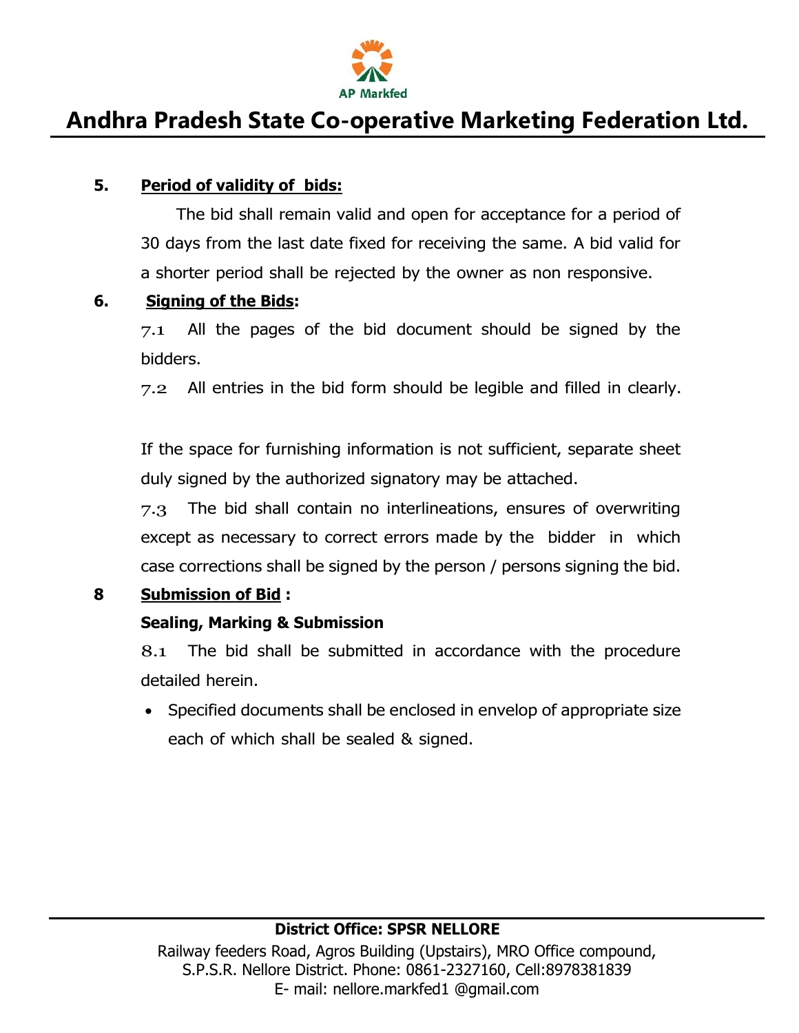**5. Period of validity of bids:**

The bid shall remain valid and open for acceptance for a period of 30 days from the last date fixed for receiving the same. A bid valid for a shorter period shall be rejected by the owner as non responsive.

**6. Signing of the Bids:**

7.1 All the pages of the bid document should be signed by the bidders.

7.2 All entries in the bid form should be legible and filled in clearly.

If the space for furnishing information is not sufficient, separate sheet duly signed by the authorized signatory may be attached.

7.3 The bid shall contain no interlineations, ensures of overwriting except as necessary to correct errors made by the bidder in which case corrections shall be signed by the person / persons signing the bid.

**8 Submission of Bid :**

**Sealing, Marking & Submission**

8.1 The bid shall be submitted in accordance with the procedure detailed herein.

- Specified documents shall be enclosed in envelop of appropriate size each of which shall be sealed & signed.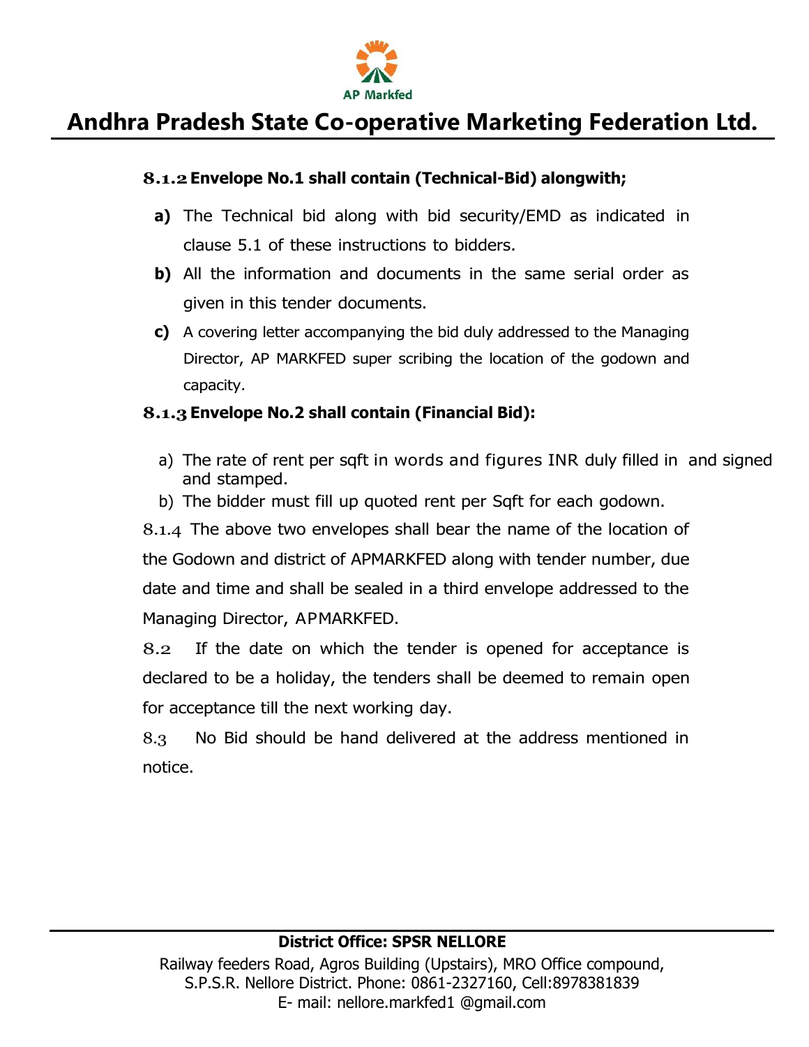**8.1.2 Envelope No.1 shall contain (Technical-Bid) alongwith;**

- **a)** The Technical bid along with bid security/EMD as indicated in clause 5.1 of these instructions to bidders.
- **b)** All the information and documents in the same serial order as given in this tender documents.
- **c)** A covering letter accompanying the bid duly addressed to the Managing Director, AP MARKFED super scribing the location of the godown and capacity.

**8.1.3 Envelope No.2 shall contain (Financial Bid):**

- a) The rate of rent per sqft in words and figures INR duly filled in and signed and stamped.
- b) The bidder must fill up quoted rent per Sqft for each godown.

8.1.4 The above two envelopes shall bear the name of the location of the Godown and district of APMARKFED along with tender number, due date and time and shall be sealed in a third envelope addressed to the Managing Director, APMARKFED.

8.2 If the date on which the tender is opened for acceptance is declared to be a holiday, the tenders shall be deemed to remain open for acceptance till the next working day.

8.3 No Bid should be hand delivered at the address mentioned in notice.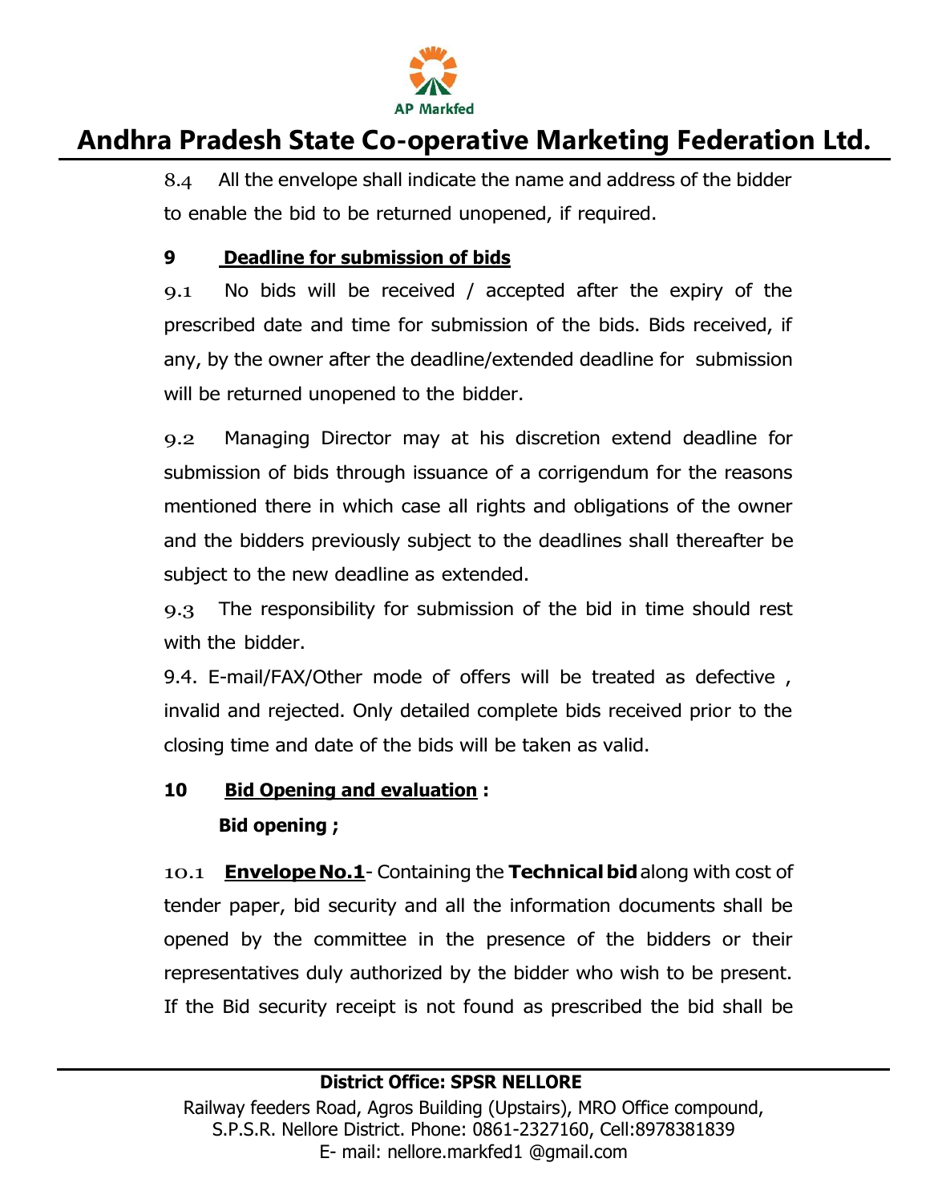8.4 All the envelope shall indicate the name and address of the bidder to enable the bid to be returned unopened, if required.

**9 <u>Deadline for submission of bids</u>**

9.1 No bids will be received / accepted after the expiry of the prescribed date and time for submission of the bids. Bids received, if any, by the owner after the deadline/extended deadline for submission will be returned unopened to the bidder.

9.2 Managing Director may at his discretion extend deadline for submission of bids through issuance of a corrigendum for the reasons mentioned there in which case all rights and obligations of the owner and the bidders previously subject to the deadlines shall thereafter be subject to the new deadline as extended.

9.3 The responsibility for submission of the bid in time should rest with the bidder.

9.4. E-mail/FAX/Other mode of offers will be treated as defective , invalid and rejected. Only detailed complete bids received prior to the closing time and date of the bids will be taken as valid.

**10 <u>Bid Opening and evaluation</u> :**

**Bid opening ;**

10.1 **<u>Envelope No.1</u>**- Containing the **Technical bid** along with cost of tender paper, bid security and all the information documents shall be opened by the committee in the presence of the bidders or their representatives duly authorized by the bidder who wish to be present. If the Bid security receipt is not found as prescribed the bid shall be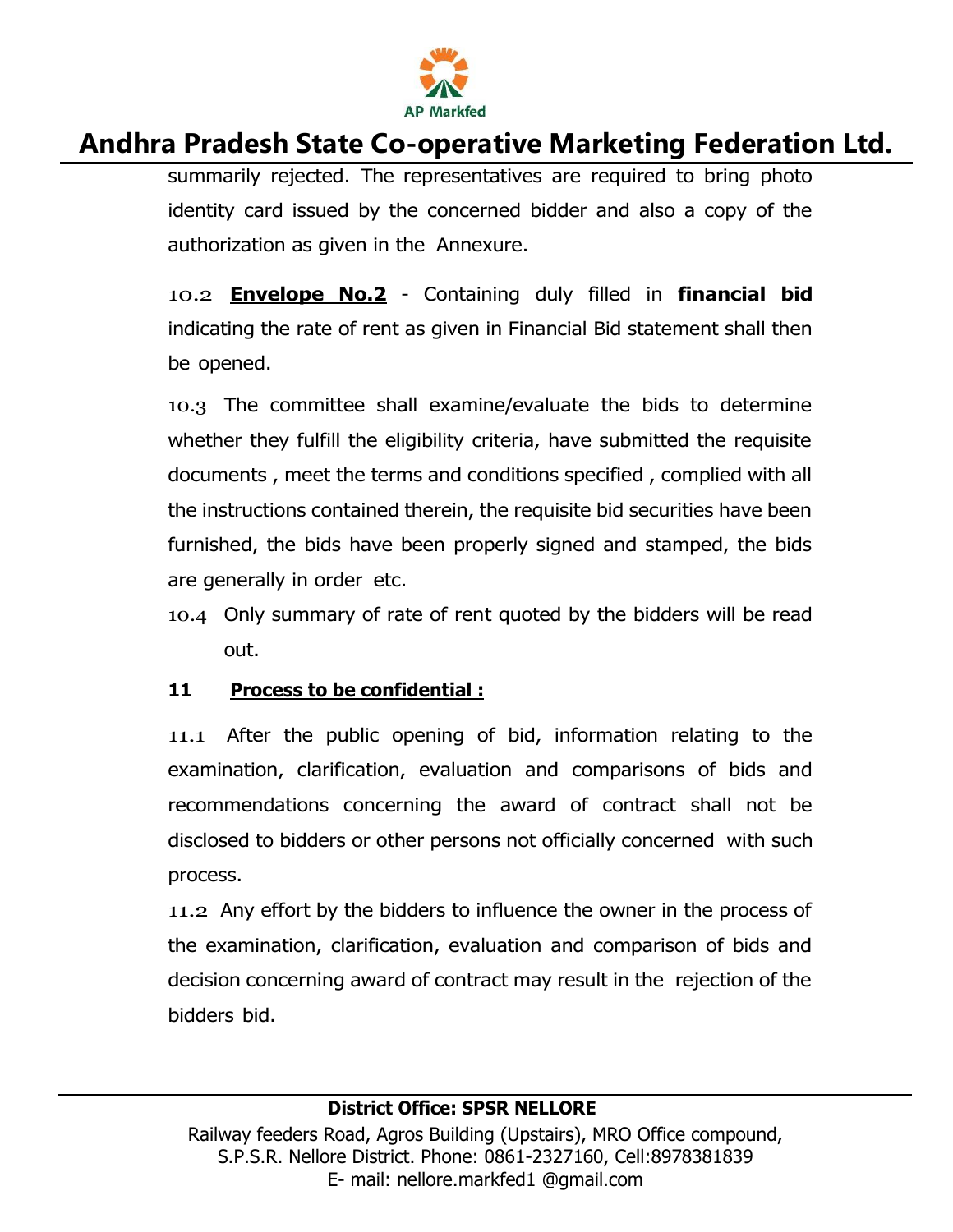summarily rejected. The representatives are required to bring photo identity card issued by the concerned bidder and also a copy of the authorization as given in the Annexure.

10.2 **Envelope No.2** - Containing duly filled in **financial bid** indicating the rate of rent as given in Financial Bid statement shall then be opened.

10.3 The committee shall examine/evaluate the bids to determine whether they fulfill the eligibility criteria, have submitted the requisite documents , meet the terms and conditions specified , complied with all the instructions contained therein, the requisite bid securities have been furnished, the bids have been properly signed and stamped, the bids are generally in order etc.

10.4 Only summary of rate of rent quoted by the bidders will be read out.

**11 Process to be confidential :**

11.1 After the public opening of bid, information relating to the examination, clarification, evaluation and comparisons of bids and recommendations concerning the award of contract shall not be disclosed to bidders or other persons not officially concerned with such process.

11.2 Any effort by the bidders to influence the owner in the process of the examination, clarification, evaluation and comparison of bids and decision concerning award of contract may result in the rejection of the bidders bid.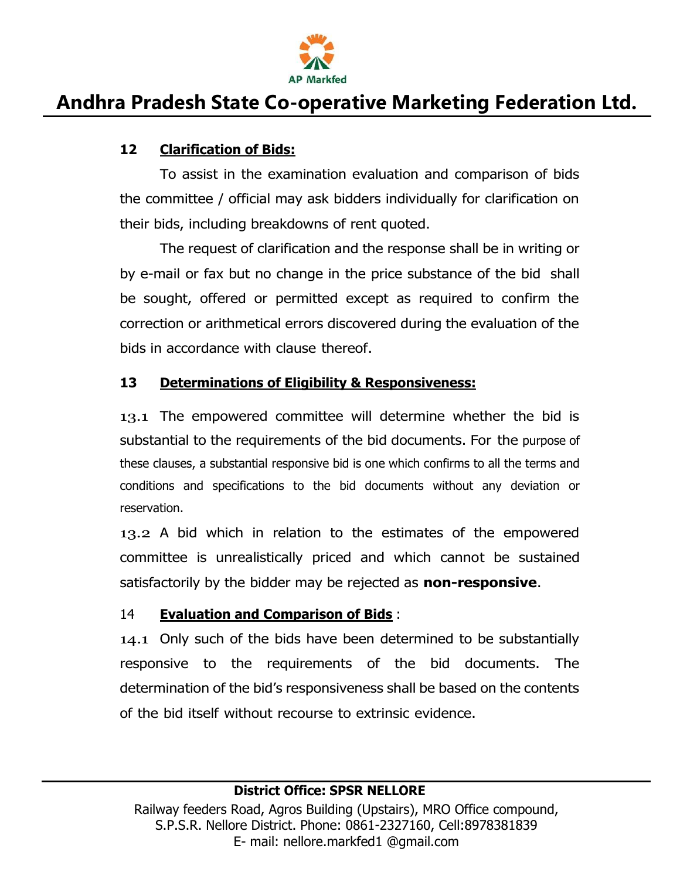**12 Clarification of Bids:**

To assist in the examination evaluation and comparison of bids the committee / official may ask bidders individually for clarification on their bids, including breakdowns of rent quoted.

The request of clarification and the response shall be in writing or by e-mail or fax but no change in the price substance of the bid shall be sought, offered or permitted except as required to confirm the correction or arithmetical errors discovered during the evaluation of the bids in accordance with clause thereof.

**13 Determinations of Eligibility & Responsiveness:**

13.1 The empowered committee will determine whether the bid is substantial to the requirements of the bid documents. For the purpose of these clauses, a substantial responsive bid is one which confirms to all the terms and conditions and specifications to the bid documents without any deviation or reservation.

13.2 A bid which in relation to the estimates of the empowered committee is unrealistically priced and which cannot be sustained satisfactorily by the bidder may be rejected as **non-responsive**.

14 **Evaluation and Comparison of Bids** :

14.1 Only such of the bids have been determined to be substantially responsive to the requirements of the bid documents. The determination of the bid's responsiveness shall be based on the contents of the bid itself without recourse to extrinsic evidence.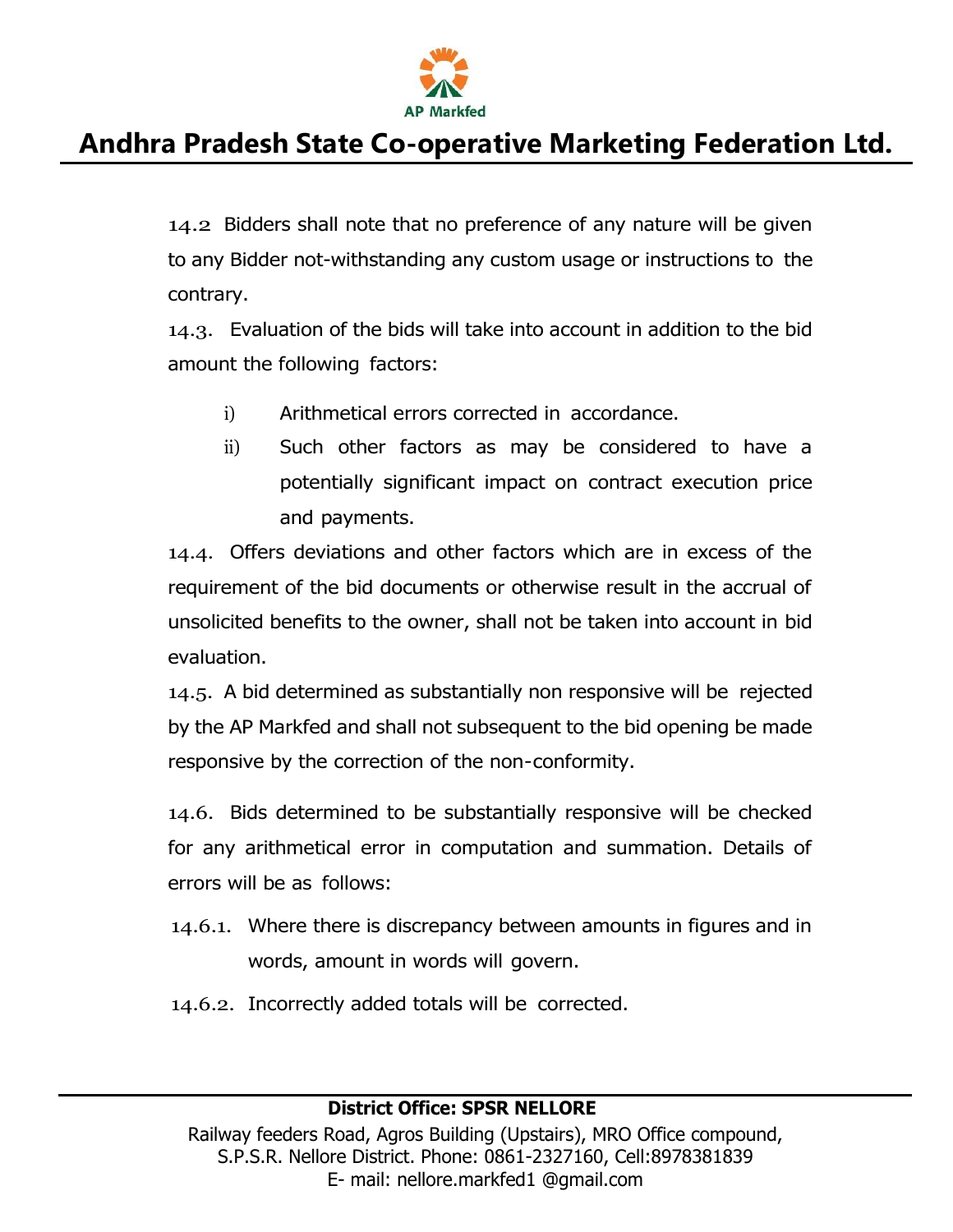14.2 Bidders shall note that no preference of any nature will be given to any Bidder not-withstanding any custom usage or instructions to the contrary.

14.3. Evaluation of the bids will take into account in addition to the bid amount the following factors:

i) Arithmetical errors corrected in accordance.

ii) Such other factors as may be considered to have a potentially significant impact on contract execution price and payments.

14.4. Offers deviations and other factors which are in excess of the requirement of the bid documents or otherwise result in the accrual of unsolicited benefits to the owner, shall not be taken into account in bid evaluation.

14.5. A bid determined as substantially non responsive will be rejected by the AP Markfed and shall not subsequent to the bid opening be made responsive by the correction of the non-conformity.

14.6. Bids determined to be substantially responsive will be checked for any arithmetical error in computation and summation. Details of errors will be as follows:

14.6.1. Where there is discrepancy between amounts in figures and in words, amount in words will govern.

14.6.2. Incorrectly added totals will be corrected.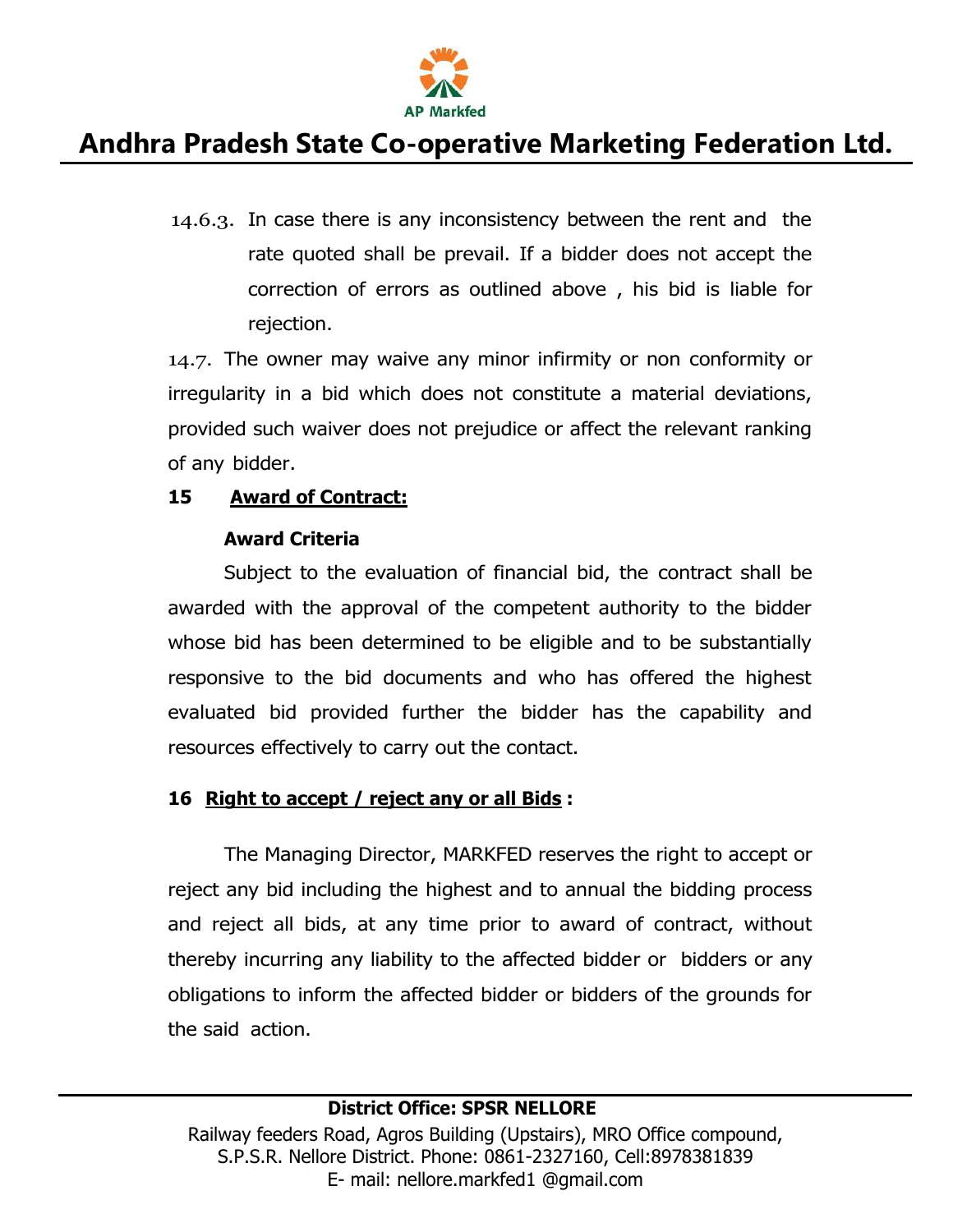14.6.3. In case there is any inconsistency between the rent and the rate quoted shall be prevail. If a bidder does not accept the correction of errors as outlined above , his bid is liable for rejection.

14.7. The owner may waive any minor infirmity or non conformity or irregularity in a bid which does not constitute a material deviations, provided such waiver does not prejudice or affect the relevant ranking of any bidder.

**15 Award of Contract:**

**Award Criteria**

Subject to the evaluation of financial bid, the contract shall be awarded with the approval of the competent authority to the bidder whose bid has been determined to be eligible and to be substantially responsive to the bid documents and who has offered the highest evaluated bid provided further the bidder has the capability and resources effectively to carry out the contact.

**16 Right to accept / reject any or all Bids :**

The Managing Director, MARKFED reserves the right to accept or reject any bid including the highest and to annual the bidding process and reject all bids, at any time prior to award of contract, without thereby incurring any liability to the affected bidder or bidders or any obligations to inform the affected bidder or bidders of the grounds for the said action.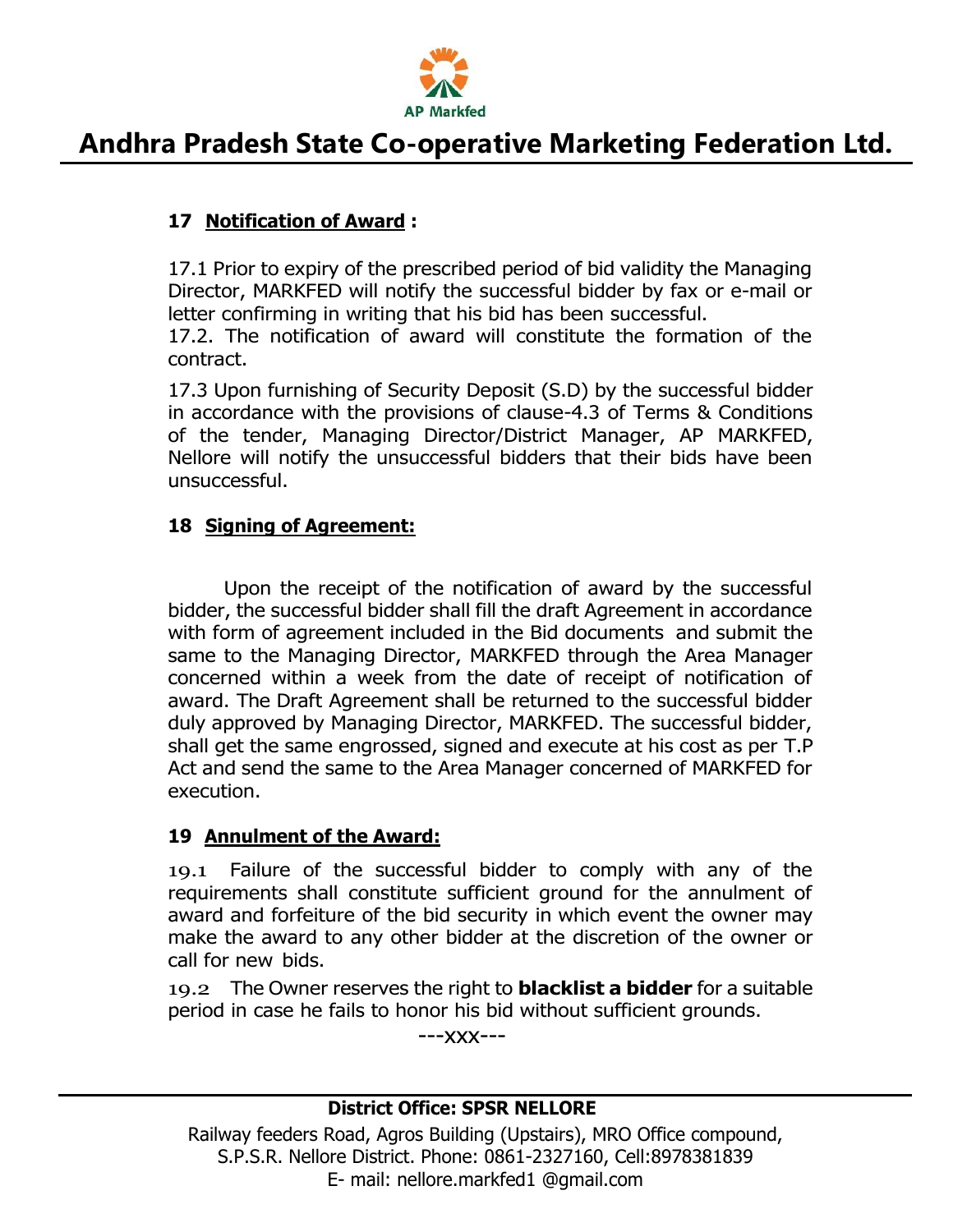### 17 Notification of Award :

17.1 Prior to expiry of the prescribed period of bid validity the Managing Director, MARKFED will notify the successful bidder by fax or e-mail or letter confirming in writing that his bid has been successful.

17.2. The notification of award will constitute the formation of the contract.

17.3 Upon furnishing of Security Deposit (S.D) by the successful bidder in accordance with the provisions of clause-4.3 of Terms & Conditions of the tender, Managing Director/District Manager, AP MARKFED, Nellore will notify the unsuccessful bidders that their bids have been unsuccessful.

### 18 Signing of Agreement:

Upon the receipt of the notification of award by the successful bidder, the successful bidder shall fill the draft Agreement in accordance with form of agreement included in the Bid documents and submit the same to the Managing Director, MARKFED through the Area Manager concerned within a week from the date of receipt of notification of award. The Draft Agreement shall be returned to the successful bidder duly approved by Managing Director, MARKFED. The successful bidder, shall get the same engrossed, signed and execute at his cost as per T.P Act and send the same to the Area Manager concerned of MARKFED for execution.

### 19 Annulment of the Award:

19.1 Failure of the successful bidder to comply with any of the requirements shall constitute sufficient ground for the annulment of award and forfeiture of the bid security in which event the owner may make the award to any other bidder at the discretion of the owner or call for new bids.

19.2 The Owner reserves the right to **blacklist a bidder** for a suitable period in case he fails to honor his bid without sufficient grounds.

---xxx---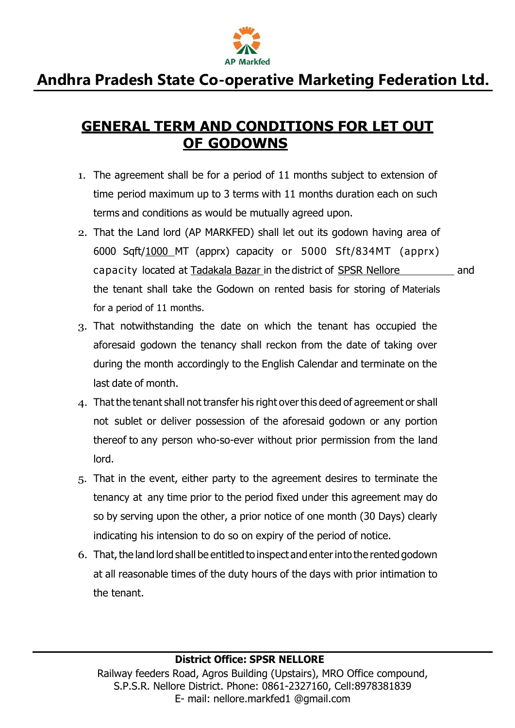AP Markfed

# Andhra Pradesh State Co-operative Marketing Federation Ltd.

## GENERAL TERM AND CONDITIONS FOR LET OUT OF GODOWNS

1. The agreement shall be for a period of 11 months subject to extension of time period maximum up to 3 terms with 11 months duration each on such terms and conditions as would be mutually agreed upon.
2. That the Land lord (AP MARKFED) shall let out its godown having area of 6000 Sqft/1000 MT (apprx) capacity or 5000 Sft/834MT (apprx) capacity located at Tadakala Bazar in the district of SPSR Nellore and the tenant shall take the Godown on rented basis for storing of Materials for a period of 11 months.
3. That notwithstanding the date on which the tenant has occupied the aforesaid godown the tenancy shall reckon from the date of taking over during the month accordingly to the English Calendar and terminate on the last date of month.
4. That the tenant shall not transfer his right over this deed of agreement or shall not sublet or deliver possession of the aforesaid godown or any portion thereof to any person who-so-ever without prior permission from the land lord.
5. That in the event, either party to the agreement desires to terminate the tenancy at any time prior to the period fixed under this agreement may do so by serving upon the other, a prior notice of one month (30 Days) clearly indicating his intension to do so on expiry of the period of notice.
6. That, the land lord shall be entitled to inspect and enter into the rented godown at all reasonable times of the duty hours of the days with prior intimation to the tenant.

**District Office: SPSR NELLORE**
Railway feeders Road, Agros Building (Upstairs), MRO Office compound, S.P.S.R. Nellore District. Phone: 0861-2327160, Cell:8978381839
E- mail: nellore.markfed1 @gmail.com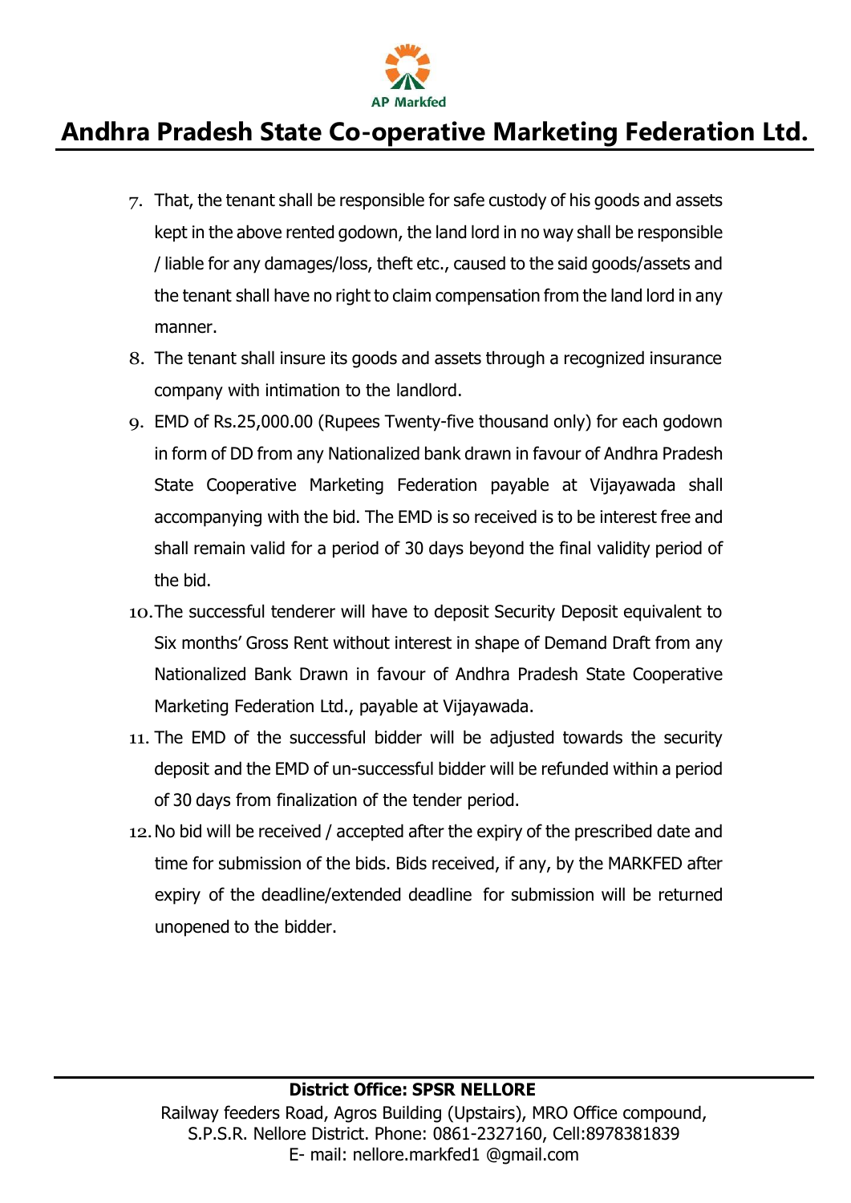7. That, the tenant shall be responsible for safe custody of his goods and assets kept in the above rented godown, the land lord in no way shall be responsible / liable for any damages/loss, theft etc., caused to the said goods/assets and the tenant shall have no right to claim compensation from the land lord in any manner.
8. The tenant shall insure its goods and assets through a recognized insurance company with intimation to the landlord.
9. EMD of Rs.25,000.00 (Rupees Twenty-five thousand only) for each godown in form of DD from any Nationalized bank drawn in favour of Andhra Pradesh State Cooperative Marketing Federation payable at Vijayawada shall accompanying with the bid. The EMD is so received is to be interest free and shall remain valid for a period of 30 days beyond the final validity period of the bid.
10. The successful tenderer will have to deposit Security Deposit equivalent to Six months' Gross Rent without interest in shape of Demand Draft from any Nationalized Bank Drawn in favour of Andhra Pradesh State Cooperative Marketing Federation Ltd., payable at Vijayawada.
11. The EMD of the successful bidder will be adjusted towards the security deposit and the EMD of un-successful bidder will be refunded within a period of 30 days from finalization of the tender period.
12. No bid will be received / accepted after the expiry of the prescribed date and time for submission of the bids. Bids received, if any, by the MARKFED after expiry of the deadline/extended deadline for submission will be returned unopened to the bidder.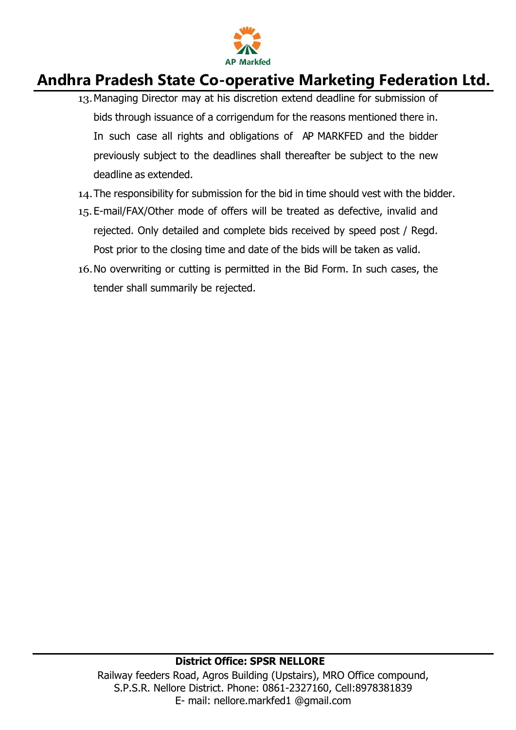13. Managing Director may at his discretion extend deadline for submission of bids through issuance of a corrigendum for the reasons mentioned there in. In such case all rights and obligations of AP MARKFED and the bidder previously subject to the deadlines shall thereafter be subject to the new deadline as extended.
14. The responsibility for submission for the bid in time should vest with the bidder.
15. E-mail/FAX/Other mode of offers will be treated as defective, invalid and rejected. Only detailed and complete bids received by speed post / Regd. Post prior to the closing time and date of the bids will be taken as valid.
16. No overwriting or cutting is permitted in the Bid Form. In such cases, the tender shall summarily be rejected.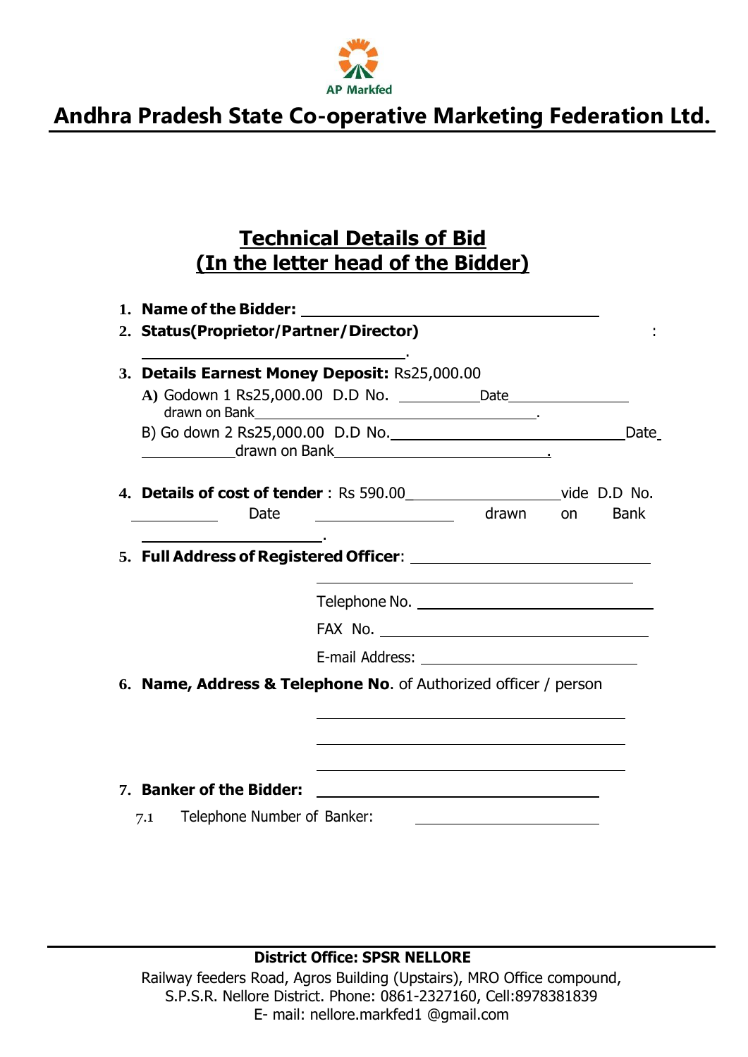AP Markfed

# Andhra Pradesh State Co-operative Marketing Federation Ltd.

## Technical Details of Bid
## (In the letter head of the Bidder)

1. **Name of the Bidder:** ______________________________
2. **Status(Proprietor/Partner/Director)** : ______________________.
3. **Details Earnest Money Deposit:** Rs25,000.00
   - A) Godown 1 Rs25,000.00 D.D No. _________ Date______________ drawn on Bank__________________________________.
   - B) Go down 2 Rs25,000.00 D.D No.__________________________Date ___________drawn on Bank___________________________.
4. **Details of cost of tender** : Rs 590.00_________________vide D.D No. __________ Date ________________ drawn on Bank ____________________.
5. **Full Address of Registered Officer**: ______________________________
   ______________________________
   Telephone No. ______________________________
   FAX No. ______________________________
   E-mail Address: ______________________________
6. **Name, Address & Telephone No**. of Authorized officer / person
   ______________________________
   ______________________________
   ______________________________
7. **Banker of the Bidder:** ______________________________
   - 7.1 Telephone Number of Banker: ______________________

**District Office: SPSR NELLORE**

Railway feeders Road, Agros Building (Upstairs), MRO Office compound, S.P.S.R. Nellore District. Phone: 0861-2327160, Cell:8978381839
E- mail: nellore.markfed1 @gmail.com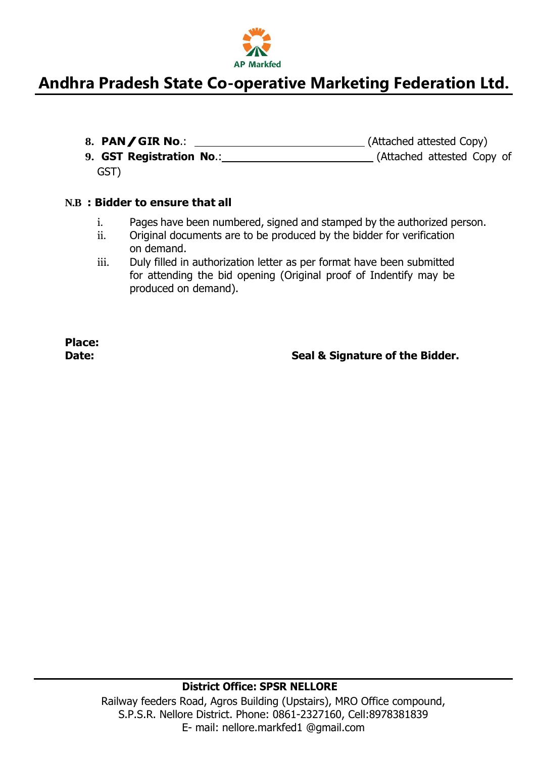8. **PAN / GIR No**.: ____________________________ (Attached attested Copy)
9. **GST Registration No**.:________________________ (Attached attested Copy of GST)

**N.B : Bidder to ensure that all**

i. Pages have been numbered, signed and stamped by the authorized person.
ii. Original documents are to be produced by the bidder for verification on demand.
iii. Duly filled in authorization letter as per format have been submitted for attending the bid opening (Original proof of Indentify may be produced on demand).

**Place:**
**Date:** **Seal & Signature of the Bidder.**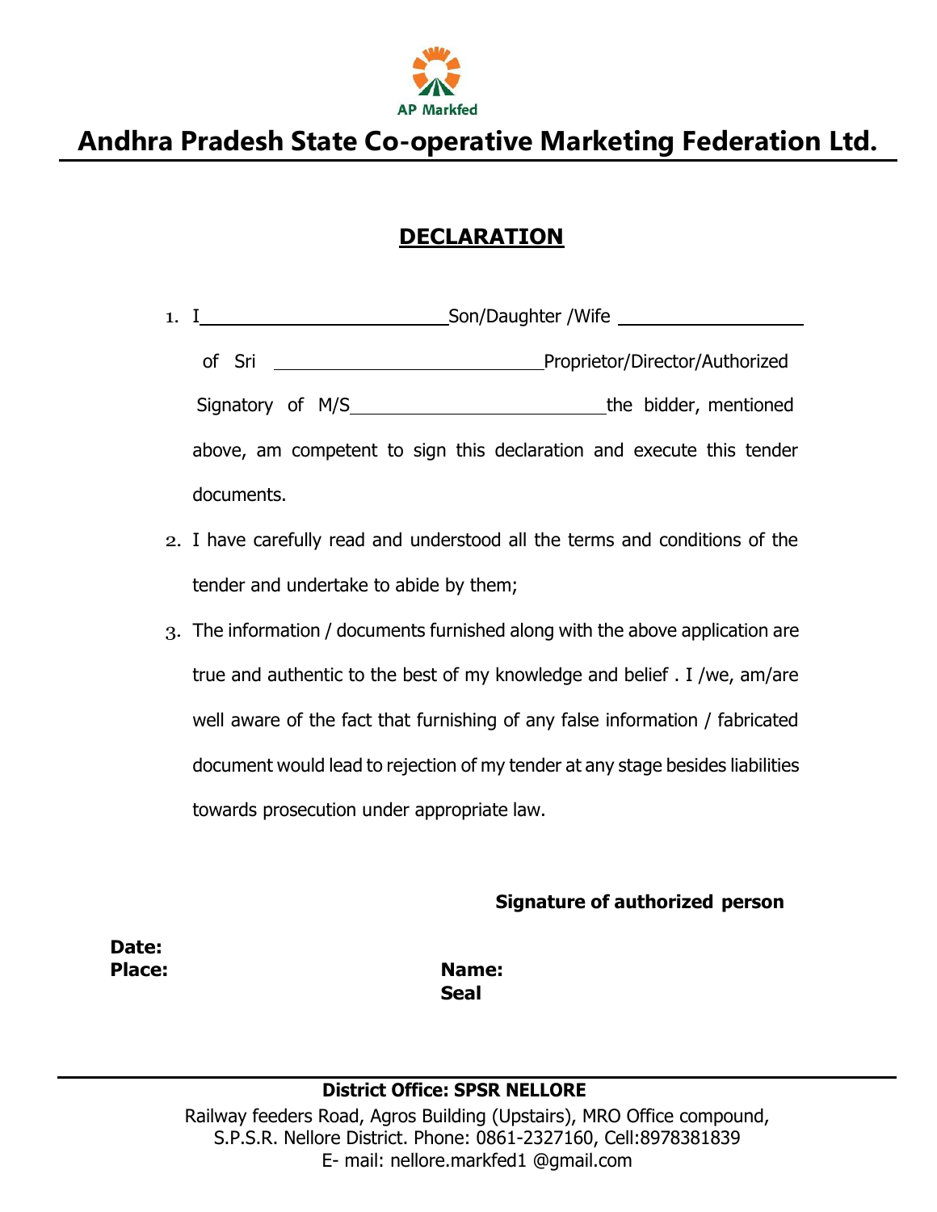AP Markfed

# Andhra Pradesh State Co-operative Marketing Federation Ltd.

## DECLARATION

1. I \_\_\_\_\_\_\_\_\_\_\_\_\_\_\_\_\_\_\_\_\_\_\_\_ Son/Daughter /Wife \_\_\_\_\_\_\_\_\_\_\_\_\_\_\_\_\_\_ of Sri \_\_\_\_\_\_\_\_\_\_\_\_\_\_\_\_\_\_\_\_\_\_\_\_ Proprietor/Director/Authorized Signatory of M/S \_\_\_\_\_\_\_\_\_\_\_\_\_\_\_\_\_\_\_\_\_\_\_\_ the bidder, mentioned above, am competent to sign this declaration and execute this tender documents.
2. I have carefully read and understood all the terms and conditions of the tender and undertake to abide by them;
3. The information / documents furnished along with the above application are true and authentic to the best of my knowledge and belief . I /we, am/are well aware of the fact that furnishing of any false information / fabricated document would lead to rejection of my tender at any stage besides liabilities towards prosecution under appropriate law.

**Signature of authorized person**

**Date:**

**Place:**

**Name:**

**Seal**

---

**District Office: SPSR NELLORE**

Railway feeders Road, Agros Building (Upstairs), MRO Office compound, S.P.S.R. Nellore District. Phone: 0861-2327160, Cell:8978381839

E- mail: nellore.markfed1 @gmail.com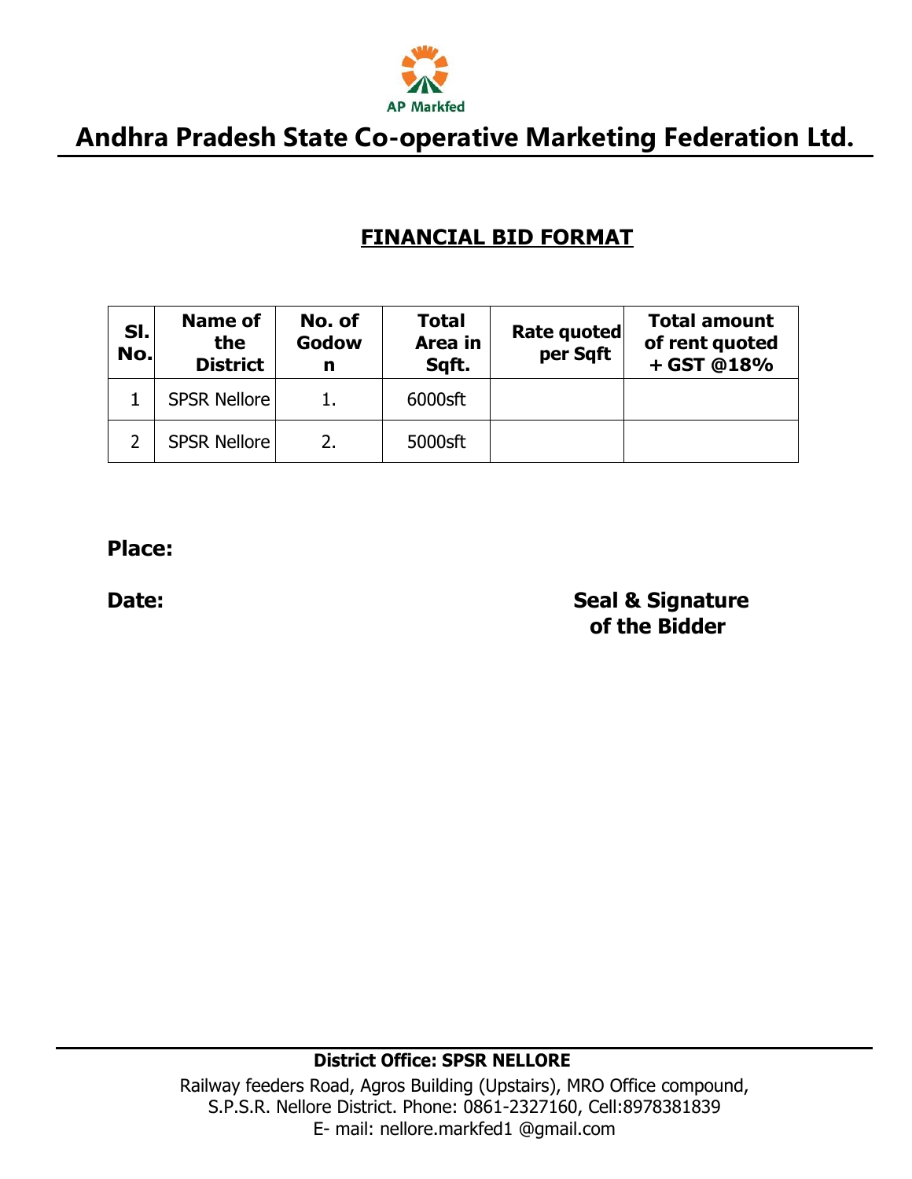AP Markfed

# Andhra Pradesh State Co-operative Marketing Federation Ltd.

## FINANCIAL BID FORMAT

| Sl. No. | Name of the District | No. of Godown | Total Area in Sqft. | Rate quoted per Sqft | Total amount of rent quoted + GST @18% |
|---|---|---|---|---|---|
| 1 | SPSR Nellore | 1. | 6000sft | | |
| 2 | SPSR Nellore | 2. | 5000sft | | |

**Place:**

**Date:** **Seal & Signature of the Bidder**

**District Office: SPSR NELLORE**

Railway feeders Road, Agros Building (Upstairs), MRO Office compound, S.P.S.R. Nellore District. Phone: 0861-2327160, Cell:8978381839
E- mail: nellore.markfed1 @gmail.com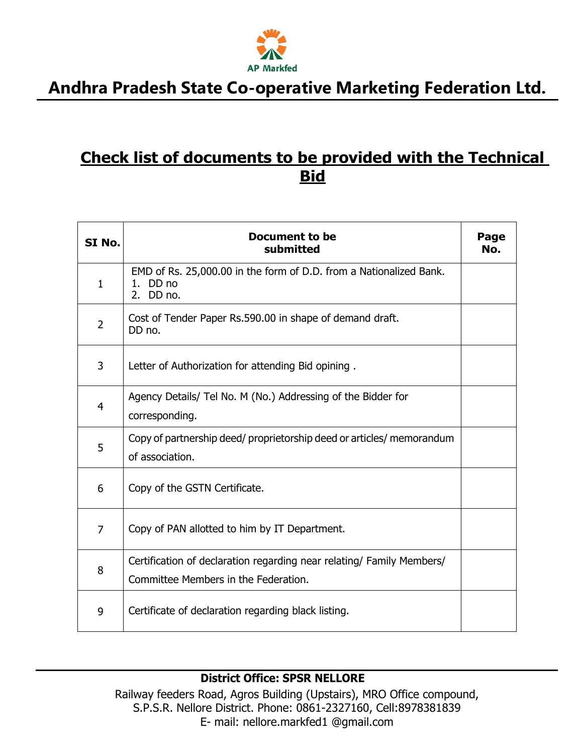AP Markfed

# Andhra Pradesh State Co-operative Marketing Federation Ltd.

## Check list of documents to be provided with the Technical Bid

| SI No. | Document to be submitted | Page No. |
|---|---|---|
| 1 | EMD of Rs. 25,000.00 in the form of D.D. from a Nationalized Bank.<br>1. DD no<br>2. DD no. | |
| 2 | Cost of Tender Paper Rs.590.00 in shape of demand draft.<br>DD no. | |
| 3 | Letter of Authorization for attending Bid opining . | |
| 4 | Agency Details/ Tel No. M (No.) Addressing of the Bidder for corresponding. | |
| 5 | Copy of partnership deed/ proprietorship deed or articles/ memorandum of association. | |
| 6 | Copy of the GSTN Certificate. | |
| 7 | Copy of PAN allotted to him by IT Department. | |
| 8 | Certification of declaration regarding near relating/ Family Members/ Committee Members in the Federation. | |
| 9 | Certificate of declaration regarding black listing. | |

**District Office: SPSR NELLORE**

Railway feeders Road, Agros Building (Upstairs), MRO Office compound, S.P.S.R. Nellore District. Phone: 0861-2327160, Cell:8978381839
E- mail: nellore.markfed1 @gmail.com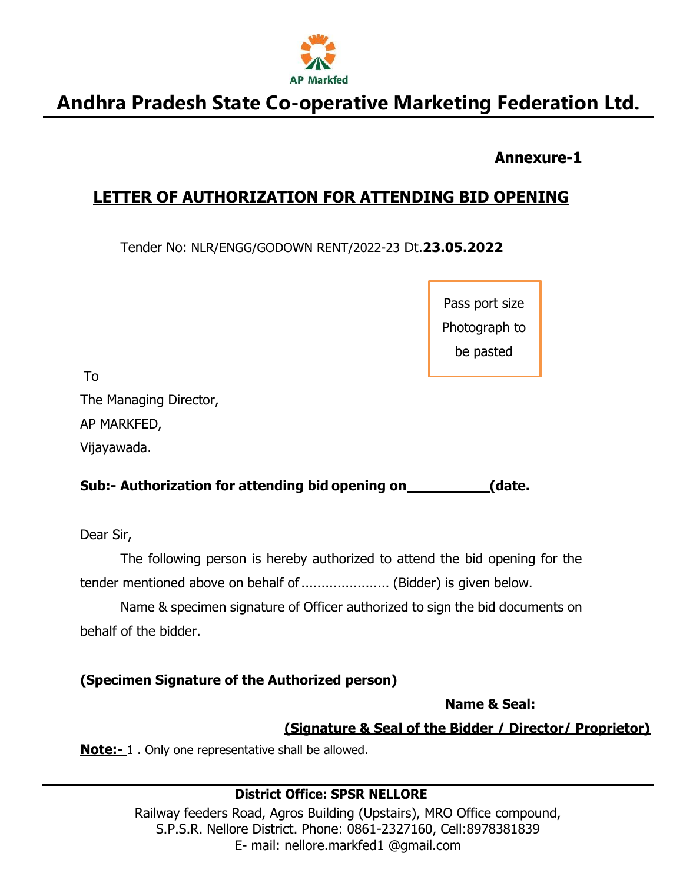AP Markfed

# Andhra Pradesh State Co-operative Marketing Federation Ltd.

**Annexure-1**

## LETTER OF AUTHORIZATION FOR ATTENDING BID OPENING

Tender No: NLR/ENGG/GODOWN RENT/2022-23 Dt.**23.05.2022**

Pass port size Photograph to be pasted

To
The Managing Director,
AP MARKFED,
Vijayawada.

**Sub:- Authorization for attending bid opening on__________(date.**

Dear Sir,

The following person is hereby authorized to attend the bid opening for the tender mentioned above on behalf of ...................... (Bidder) is given below.

Name & specimen signature of Officer authorized to sign the bid documents on behalf of the bidder.

**(Specimen Signature of the Authorized person)**

**Name & Seal:**

**(Signature & Seal of the Bidder / Director/ Proprietor)**

**Note:-** 1 . Only one representative shall be allowed.

**District Office: SPSR NELLORE**
Railway feeders Road, Agros Building (Upstairs), MRO Office compound,
S.P.S.R. Nellore District. Phone: 0861-2327160, Cell:8978381839
E- mail: nellore.markfed1 @gmail.com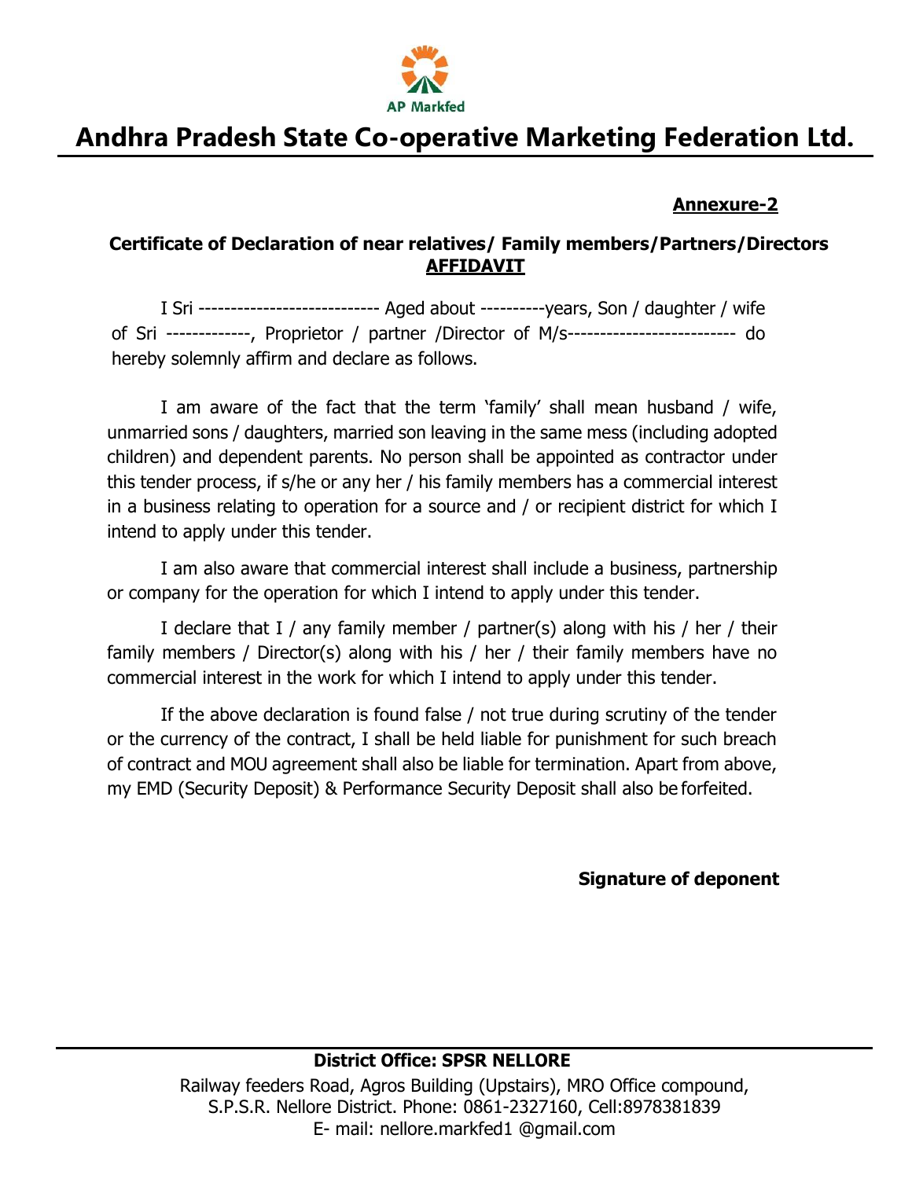AP Markfed

# Andhra Pradesh State Co-operative Marketing Federation Ltd.

**Annexure-2**

**Certificate of Declaration of near relatives/ Family members/Partners/Directors**

**AFFIDAVIT**

I Sri --------------------------- Aged about ----------years, Son / daughter / wife of Sri -------------, Proprietor / partner /Director of M/s-------------------------- do hereby solemnly affirm and declare as follows.

I am aware of the fact that the term 'family' shall mean husband / wife, unmarried sons / daughters, married son leaving in the same mess (including adopted children) and dependent parents. No person shall be appointed as contractor under this tender process, if s/he or any her / his family members has a commercial interest in a business relating to operation for a source and / or recipient district for which I intend to apply under this tender.

I am also aware that commercial interest shall include a business, partnership or company for the operation for which I intend to apply under this tender.

I declare that I / any family member / partner(s) along with his / her / their family members / Director(s) along with his / her / their family members have no commercial interest in the work for which I intend to apply under this tender.

If the above declaration is found false / not true during scrutiny of the tender or the currency of the contract, I shall be held liable for punishment for such breach of contract and MOU agreement shall also be liable for termination. Apart from above, my EMD (Security Deposit) & Performance Security Deposit shall also be forfeited.

**Signature of deponent**

**District Office: SPSR NELLORE**

Railway feeders Road, Agros Building (Upstairs), MRO Office compound, S.P.S.R. Nellore District. Phone: 0861-2327160, Cell:8978381839

E- mail: nellore.markfed1 @gmail.com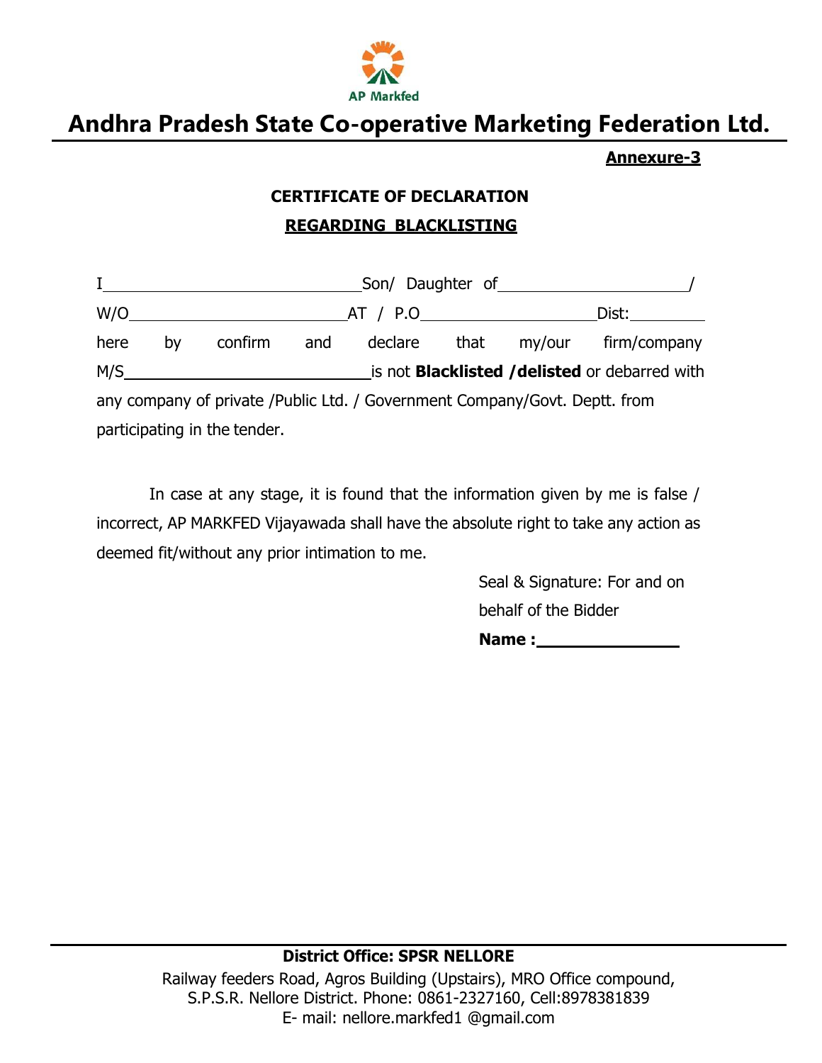AP Markfed

# Andhra Pradesh State Co-operative Marketing Federation Ltd.

**Annexure-3**

**CERTIFICATE OF DECLARATION**

**REGARDING BLACKLISTING**

I\_\_\_\_\_\_\_\_\_\_\_\_\_\_\_\_\_\_\_\_\_\_\_\_\_\_\_\_\_\_Son/ Daughter of\_\_\_\_\_\_\_\_\_\_\_\_\_\_\_\_\_\_\_\_\_\_\_/ W/O\_\_\_\_\_\_\_\_\_\_\_\_\_\_\_\_\_\_\_\_\_\_\_\_\_\_AT / P.O\_\_\_\_\_\_\_\_\_\_\_\_\_\_\_\_\_\_\_\_\_Dist:\_\_\_\_\_\_\_\_\_ here by confirm and declare that my/our firm/company M/S\_\_\_\_\_\_\_\_\_\_\_\_\_\_\_\_\_\_\_\_\_\_\_\_\_\_\_\_\_\_is not **Blacklisted /delisted** or debarred with any company of private /Public Ltd. / Government Company/Govt. Deptt. from participating in the tender.

In case at any stage, it is found that the information given by me is false / incorrect, AP MARKFED Vijayawada shall have the absolute right to take any action as deemed fit/without any prior intimation to me.

Seal & Signature: For and on behalf of the Bidder

**Name :\_\_\_\_\_\_\_\_\_\_\_\_\_\_\_**

**District Office: SPSR NELLORE**

Railway feeders Road, Agros Building (Upstairs), MRO Office compound, S.P.S.R. Nellore District. Phone: 0861-2327160, Cell:8978381839
E- mail: nellore.markfed1 @gmail.com